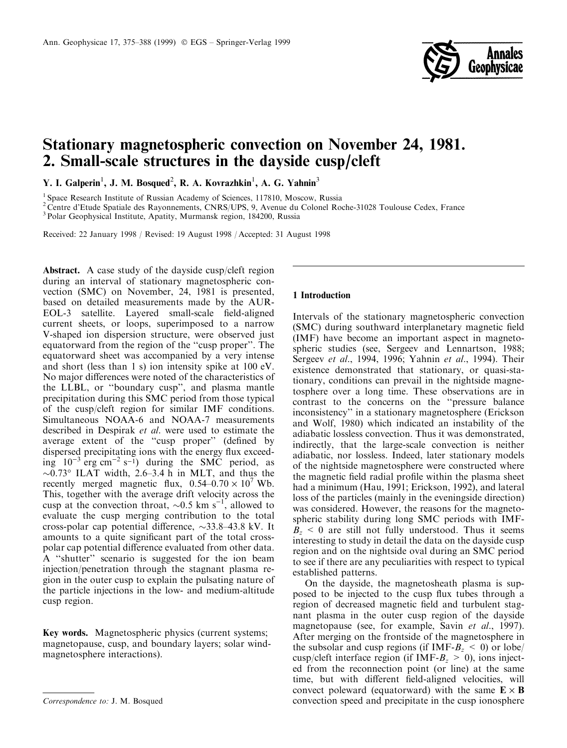# Stationary magnetospheric convection on November 24, 1981. 2. Small-scale structures in the dayside cusp/cleft

Y. I. Galperin[1], J. M. Bosqued[2], R. A. Kovrazhkin[1], A. G. Yahnin[3]

[1] Space Research Institute of Russian Academy of Sciences, 117810, Moscow, Russia
[2] Centre d'Etude Spatiale des Rayonnements, CNRS/UPS, 9, Avenue du Colonel Roche-31028 Toulouse Cedex, France
[3] Polar Geophysical Institute, Apatity, Murmansk region, 184200, Russia

Received: 22 January 1998 / Revised: 19 August 1998 / Accepted: 31 August 1998

**Abstract.** A case study of the dayside cusp/cleft region during an interval of stationary magnetospheric convection (SMC) on November, 24, 1981 is presented, based on detailed measurements made by the AUREOL-3 satellite. Layered small-scale field-aligned current sheets, or loops, superimposed to a narrow V-shaped ion dispersion structure, were observed just equatorward from the region of the "cusp proper". The equatorward sheet was accompanied by a very intense and short (less than 1 s) ion intensity spike at 100 eV. No major differences were noted of the characteristics of the LLBL, or "boundary cusp", and plasma mantle precipitation during this SMC period from those typical of the cusp/cleft region for similar IMF conditions. Simultaneous NOAA-6 and NOAA-7 measurements described in Despirak *et al.* were used to estimate the average extent of the "cusp proper" (defined by dispersed precipitating ions with the energy flux exceeding $10^{-3}$ erg cm$^{-2}$ s$^{-1}$) during the SMC period, as $\sim$0.73° ILAT width, 2.6–3.4 h in MLT, and thus the recently merged magnetic flux, $0.54$–$0.70 \times 10^{7}$ Wb. This, together with the average drift velocity across the cusp at the convection throat, $\sim$0.5 km s$^{-1}$, allowed to evaluate the cusp merging contribution to the total cross-polar cap potential difference, $\sim$33.8–43.8 kV. It amounts to a quite significant part of the total cross-polar cap potential difference evaluated from other data. A "shutter" scenario is suggested for the ion beam injection/penetration through the stagnant plasma region in the outer cusp to explain the pulsating nature of the particle injections in the low- and medium-altitude cusp region.

**Key words.** Magnetospheric physics (current systems; magnetopause, cusp, and boundary layers; solar wind-magnetosphere interactions).

*Correspondence to:* J. M. Bosqued

## 1 Introduction

Intervals of the stationary magnetospheric convection (SMC) during southward interplanetary magnetic field (IMF) have become an important aspect in magnetospheric studies (see, Sergeev and Lennartson, 1988; Sergeev *et al.*, 1994, 1996; Yahnin *et al.*, 1994). Their existence demonstrated that stationary, or quasi-stationary, conditions can prevail in the nightside magnetosphere over a long time. These observations are in contrast to the concerns on the "pressure balance inconsistency" in a stationary magnetosphere (Erickson and Wolf, 1980) which indicated an instability of the adiabatic lossless convection. Thus it was demonstrated, indirectly, that the large-scale convection is neither adiabatic, nor lossless. Indeed, later stationary models of the nightside magnetosphere were constructed where the magnetic field radial profile within the plasma sheet had a minimum (Hau, 1991; Erickson, 1992), and lateral loss of the particles (mainly in the eveningside direction) was considered. However, the reasons for the magnetospheric stability during long SMC periods with IMF-$B_z$ < 0 are still not fully understood. Thus it seems interesting to study in detail the data on the dayside cusp region and on the nightside oval during an SMC period to see if there are any peculiarities with respect to typical established patterns.

On the dayside, the magnetosheath plasma is supposed to be injected to the cusp flux tubes through a region of decreased magnetic field and turbulent stagnant plasma in the outer cusp region of the dayside magnetopause (see, for example, Savin *et al.*, 1997). After merging on the frontside of the magnetosphere in the subsolar and cusp regions (if IMF-$B_z$ < 0) or lobe/cusp/cleft interface region (if IMF-$B_z$ > 0), ions injected from the reconnection point (or line) at the same time, but with different field-aligned velocities, will convect poleward (equatorward) with the same $\mathbf{E} \times \mathbf{B}$ convection speed and precipitate in the cusp ionosphere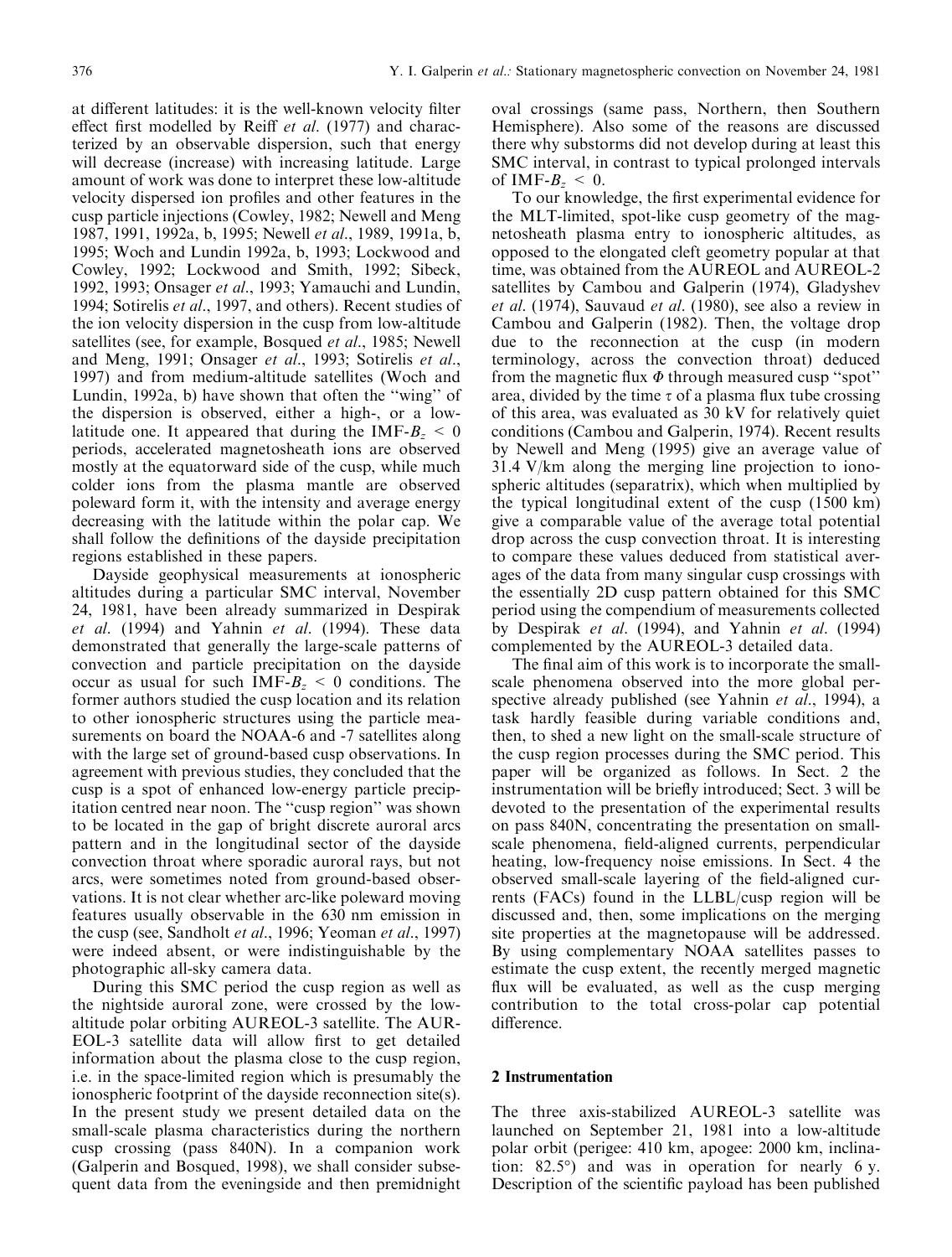at different latitudes: it is the well-known velocity filter effect first modelled by Reiff *et al*. (1977) and characterized by an observable dispersion, such that energy will decrease (increase) with increasing latitude. Large amount of work was done to interpret these low-altitude velocity dispersed ion profiles and other features in the cusp particle injections (Cowley, 1982; Newell and Meng 1987, 1991, 1992a, b, 1995; Newell *et al*., 1989, 1991a, b, 1995; Woch and Lundin 1992a, b, 1993; Lockwood and Cowley, 1992; Lockwood and Smith, 1992; Sibeck, 1992, 1993; Onsager *et al*., 1993; Yamauchi and Lundin, 1994; Sotirelis *et al*., 1997, and others). Recent studies of the ion velocity dispersion in the cusp from low-altitude satellites (see, for example, Bosqued *et al*., 1985; Newell and Meng, 1991; Onsager *et al*., 1993; Sotirelis *et al*., 1997) and from medium-altitude satellites (Woch and Lundin, 1992a, b) have shown that often the "wing" of the dispersion is observed, either a high-, or a low-latitude one. It appeared that during the IMF-$B_z$ < 0 periods, accelerated magnetosheath ions are observed mostly at the equatorward side of the cusp, while much colder ions from the plasma mantle are observed poleward form it, with the intensity and average energy decreasing with the latitude within the polar cap. We shall follow the definitions of the dayside precipitation regions established in these papers.

Dayside geophysical measurements at ionospheric altitudes during a particular SMC interval, November 24, 1981, have been already summarized in Despirak *et al*. (1994) and Yahnin *et al*. (1994). These data demonstrated that generally the large-scale patterns of convection and particle precipitation on the dayside occur as usual for such IMF-$B_z$ < 0 conditions. The former authors studied the cusp location and its relation to other ionospheric structures using the particle measurements on board the NOAA-6 and -7 satellites along with the large set of ground-based cusp observations. In agreement with previous studies, they concluded that the cusp is a spot of enhanced low-energy particle precipitation centred near noon. The "cusp region" was shown to be located in the gap of bright discrete auroral arcs pattern and in the longitudinal sector of the dayside convection throat where sporadic auroral rays, but not arcs, were sometimes noted from ground-based observations. It is not clear whether arc-like poleward moving features usually observable in the 630 nm emission in the cusp (see, Sandholt *et al*., 1996; Yeoman *et al*., 1997) were indeed absent, or were indistinguishable by the photographic all-sky camera data.

During this SMC period the cusp region as well as the nightside auroral zone, were crossed by the low-altitude polar orbiting AUREOL-3 satellite. The AUREOL-3 satellite data will allow first to get detailed information about the plasma close to the cusp region, i.e. in the space-limited region which is presumably the ionospheric footprint of the dayside reconnection site(s). In the present study we present detailed data on the small-scale plasma characteristics during the northern cusp crossing (pass 840N). In a companion work (Galperin and Bosqued, 1998), we shall consider subsequent data from the eveningside and then premidnight oval crossings (same pass, Northern, then Southern Hemisphere). Also some of the reasons are discussed there why substorms did not develop during at least this SMC interval, in contrast to typical prolonged intervals of IMF-$B_z$ < 0.

To our knowledge, the first experimental evidence for the MLT-limited, spot-like cusp geometry of the magnetosheath plasma entry to ionospheric altitudes, as opposed to the elongated cleft geometry popular at that time, was obtained from the AUREOL and AUREOL-2 satellites by Cambou and Galperin (1974), Gladyshev *et al*. (1974), Sauvaud *et al*. (1980), see also a review in Cambou and Galperin (1982). Then, the voltage drop due to the reconnection at the cusp (in modern terminology, across the convection throat) deduced from the magnetic flux $\Phi$ through measured cusp "spot" area, divided by the time $\tau$ of a plasma flux tube crossing of this area, was evaluated as 30 kV for relatively quiet conditions (Cambou and Galperin, 1974). Recent results by Newell and Meng (1995) give an average value of 31.4 V/km along the merging line projection to ionospheric altitudes (separatrix), which when multiplied by the typical longitudinal extent of the cusp (1500 km) give a comparable value of the average total potential drop across the cusp convection throat. It is interesting to compare these values deduced from statistical averages of the data from many singular cusp crossings with the essentially 2D cusp pattern obtained for this SMC period using the compendium of measurements collected by Despirak *et al*. (1994), and Yahnin *et al*. (1994) complemented by the AUREOL-3 detailed data.

The final aim of this work is to incorporate the small-scale phenomena observed into the more global perspective already published (see Yahnin *et al*., 1994), a task hardly feasible during variable conditions and, then, to shed a new light on the small-scale structure of the cusp region processes during the SMC period. This paper will be organized as follows. In Sect. 2 the instrumentation will be briefly introduced; Sect. 3 will be devoted to the presentation of the experimental results on pass 840N, concentrating the presentation on small-scale phenomena, field-aligned currents, perpendicular heating, low-frequency noise emissions. In Sect. 4 the observed small-scale layering of the field-aligned currents (FACs) found in the LLBL/cusp region will be discussed and, then, some implications on the merging site properties at the magnetopause will be addressed. By using complementary NOAA satellites passes to estimate the cusp extent, the recently merged magnetic flux will be evaluated, as well as the cusp merging contribution to the total cross-polar cap potential difference.

## 2 Instrumentation

The three axis-stabilized AUREOL-3 satellite was launched on September 21, 1981 into a low-altitude polar orbit (perigee: 410 km, apogee: 2000 km, inclination: 82.5°) and was in operation for nearly 6 y. Description of the scientific payload has been published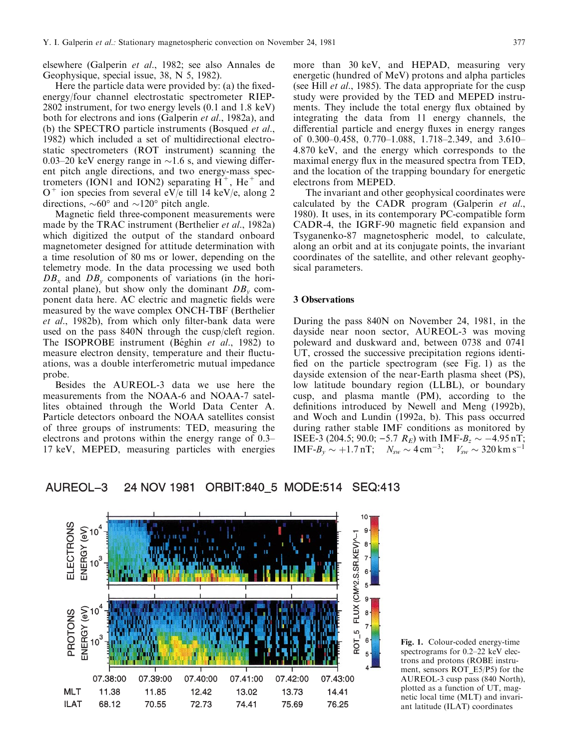elsewhere (Galperin *et al*., 1982; see also Annales de Geophysique, special issue, 38, N 5, 1982).

Here the particle data were provided by: (a) the fixed-energy/four channel electrostatic spectrometer RIEP-2802 instrument, for two energy levels (0.1 and 1.8 keV) both for electrons and ions (Galperin *et al*., 1982a), and (b) the SPECTRO particle instruments (Bosqued *et al*., 1982) which included a set of multidirectional electrostatic spectrometers (ROT instrument) scanning the 0.03–20 keV energy range in ~1.6 s, and viewing different pitch angle directions, and two energy-mass spectrometers (ION1 and ION2) separating $H^+$, $He^+$ and $O^+$ ion species from several eV/e till 14 keV/e, along 2 directions, ~60° and ~120° pitch angle.

Magnetic field three-component measurements were made by the TRAC instrument (Berthelier *et al*., 1982a) which digitized the output of the standard onboard magnetometer designed for attitude determination with a time resolution of 80 ms or lower, depending on the telemetry mode. In the data processing we used both $DB_x$ and $DB_y$ components of variations (in the horizontal plane), but show only the dominant $DB_y$ component data here. AC electric and magnetic fields were measured by the wave complex ONCH-TBF (Berthelier *et al*., 1982b), from which only filter-bank data were used on the pass 840N through the cusp/cleft region. The ISOPROBE instrument (Béghin *et al*., 1982) to measure electron density, temperature and their fluctuations, was a double interferometric mutual impedance probe.

Besides the AUREOL-3 data we use here the measurements from the NOAA-6 and NOAA-7 satellites obtained through the World Data Center A. Particle detectors onboard the NOAA satellites consist of three groups of instruments: TED, measuring the electrons and protons within the energy range of 0.3–17 keV, MEPED, measuring particles with energies more than 30 keV, and HEPAD, measuring very energetic (hundred of MeV) protons and alpha particles (see Hill *et al*., 1985). The data appropriate for the cusp study were provided by the TED and MEPED instruments. They include the total energy flux obtained by integrating the data from 11 energy channels, the differential particle and energy fluxes in energy ranges of 0.300–0.458, 0.770–1.088, 1.718–2.349, and 3.610–4.870 keV, and the energy which corresponds to the maximal energy flux in the measured spectra from TED, and the location of the trapping boundary for energetic electrons from MEPED.

The invariant and other geophysical coordinates were calculated by the CADR program (Galperin *et al*., 1980). It uses, in its contemporary PC-compatible form CADR-4, the IGRF-90 magnetic field expansion and Tsyganenko-87 magnetospheric model, to calculate, along an orbit and at its conjugate points, the invariant coordinates of the satellite, and other relevant geophysical parameters.

## 3 Observations

During the pass 840N on November 24, 1981, in the dayside near noon sector, AUREOL-3 was moving poleward and duskward and, between 0738 and 0741 UT, crossed the successive precipitation regions identified on the particle spectrogram (see Fig. 1) as the dayside extension of the near-Earth plasma sheet (PS), low latitude boundary region (LLBL), or boundary cusp, and plasma mantle (PM), according to the definitions introduced by Newell and Meng (1992b), and Woch and Lundin (1992a, b). This pass occurred during rather stable IMF conditions as monitored by ISEE-3 (204.5; 90.0; −5.7 $R_E$) with IMF-$B_z$ ~ −4.95 nT; IMF-$B_y$ ~ +1.7 nT; $N_{sw}$ ~ 4 cm$^{-3}$; $V_{sw}$ ~ 320 km s$^{-1}$

**Fig. 1.** Colour-coded energy-time spectrograms for 0.2–22 keV electrons and protons (ROBE instrument, sensors ROT_E5/P5) for the AUREOL-3 cusp pass (840 North), plotted as a function of UT, magnetic local time (MLT) and invariant latitude (ILAT) coordinates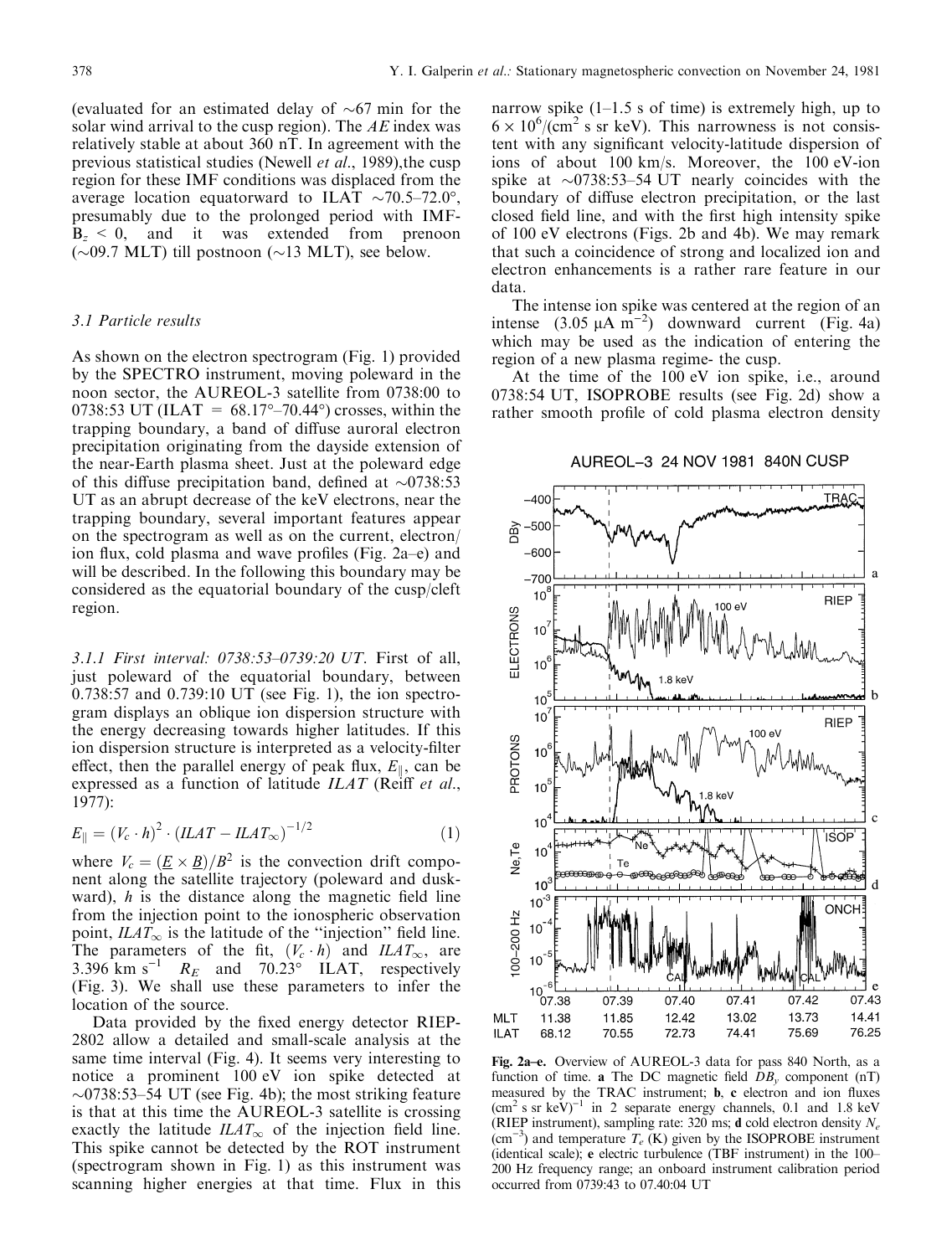(evaluated for an estimated delay of ~67 min for the solar wind arrival to the cusp region). The *AE* index was relatively stable at about 360 nT. In agreement with the previous statistical studies (Newell *et al*., 1989),the cusp region for these IMF conditions was displaced from the average location equatorward to ILAT ~70.5–72.0°, presumably due to the prolonged period with IMF-$B_z < 0$, and it was extended from prenoon (~09.7 MLT) till postnoon (~13 MLT), see below.

### 3.1 Particle results

As shown on the electron spectrogram (Fig. 1) provided by the SPECTRO instrument, moving poleward in the noon sector, the AUREOL-3 satellite from 0738:00 to 0738:53 UT (ILAT = 68.17°–70.44°) crosses, within the trapping boundary, a band of diffuse auroral electron precipitation originating from the dayside extension of the near-Earth plasma sheet. Just at the poleward edge of this diffuse precipitation band, defined at ~0738:53 UT as an abrupt decrease of the keV electrons, near the trapping boundary, several important features appear on the spectrogram as well as on the current, electron/ion flux, cold plasma and wave profiles (Fig. 2a–e) and will be described. In the following this boundary may be considered as the equatorial boundary of the cusp/cleft region.

#### 3.1.1 First interval: 0738:53–0739:20 UT.

First of all, just poleward of the equatorial boundary, between 0.738:57 and 0.739:10 UT (see Fig. 1), the ion spectrogram displays an oblique ion dispersion structure with the energy decreasing towards higher latitudes. If this ion dispersion structure is interpreted as a velocity-filter effect, then the parallel energy of peak flux, $E_\parallel$, can be expressed as a function of latitude *ILAT* (Reiff *et al*., 1977):

$$E_\parallel = (V_c \cdot h)^2 \cdot (ILAT - ILAT_\infty)^{-1/2} \tag{1}$$

where $V_c = (\underline{E} \times \underline{B})/B^2$ is the convection drift component along the satellite trajectory (poleward and duskward), $h$ is the distance along the magnetic field line from the injection point to the ionospheric observation point, $ILAT_\infty$ is the latitude of the "injection" field line. The parameters of the fit, $(V_c \cdot h)$ and $ILAT_\infty$, are 3.396 km s$^{-1}$ $R_E$ and 70.23° ILAT, respectively (Fig. 3). We shall use these parameters to infer the location of the source.

Data provided by the fixed energy detector RIEP-2802 allow a detailed and small-scale analysis at the same time interval (Fig. 4). It seems very interesting to notice a prominent 100 eV ion spike detected at ~0738:53–54 UT (see Fig. 4b); the most striking feature is that at this time the AUREOL-3 satellite is crossing exactly the latitude $ILAT_\infty$ of the injection field line. This spike cannot be detected by the ROT instrument (spectrogram shown in Fig. 1) as this instrument was scanning higher energies at that time. Flux in this narrow spike (1–1.5 s of time) is extremely high, up to $6 \times 10^6$/(cm$^2$ s sr keV). This narrowness is not consistent with any significant velocity-latitude dispersion of ions of about 100 km/s. Moreover, the 100 eV-ion spike at ~0738:53–54 UT nearly coincides with the boundary of diffuse electron precipitation, or the last closed field line, and with the first high intensity spike of 100 eV electrons (Figs. 2b and 4b). We may remark that such a coincidence of strong and localized ion and electron enhancements is a rather rare feature in our data.

The intense ion spike was centered at the region of an intense (3.05 μA m$^{-2}$) downward current (Fig. 4a) which may be used as the indication of entering the region of a new plasma regime- the cusp.

At the time of the 100 eV ion spike, i.e., around 0738:54 UT, ISOPROBE results (see Fig. 2d) show a rather smooth profile of cold plasma electron density

**Fig. 2a–e.** Overview of AUREOL-3 data for pass 840 North, as a function of time. **a** The DC magnetic field $DB_y$ component (nT) measured by the TRAC instrument; **b**, **c** electron and ion fluxes (cm$^2$ s sr keV)$^{-1}$ in 2 separate energy channels, 0.1 and 1.8 keV (RIEP instrument), sampling rate: 320 ms; **d** cold electron density $N_e$ (cm$^{-3}$) and temperature $T_e$ (K) given by the ISOPROBE instrument (identical scale); **e** electric turbulence (TBF instrument) in the 100–200 Hz frequency range; an onboard instrument calibration period occurred from 0739:43 to 07.40:04 UT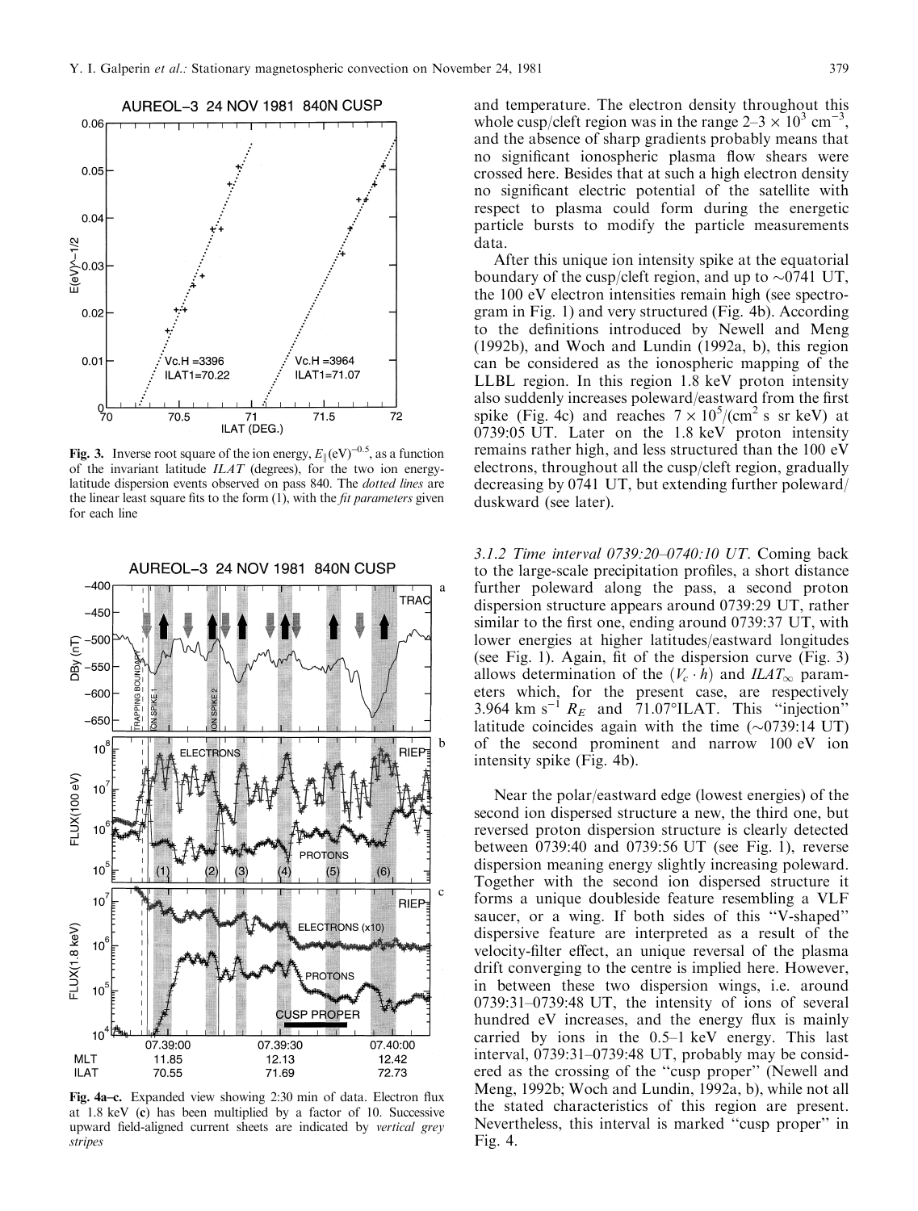Fig. 3. Inverse root square of the ion energy, $E_{\parallel}(\mathrm{eV})^{-0.5}$, as a function of the invariant latitude *ILAT* (degrees), for the two ion energy-latitude dispersion events observed on pass 840. The *dotted lines* are the linear least square fits to the form (1), with the *fit parameters* given for each line

Fig. 4a–c. Expanded view showing 2:30 min of data. Electron flux at 1.8 keV (**c**) has been multiplied by a factor of 10. Successive upward field-aligned current sheets are indicated by *vertical grey stripes*

and temperature. The electron density throughout this whole cusp/cleft region was in the range $2–3 \times 10^3$ cm$^{-3}$, and the absence of sharp gradients probably means that no significant ionospheric plasma flow shears were crossed here. Besides that at such a high electron density no significant electric potential of the satellite with respect to plasma could form during the energetic particle bursts to modify the particle measurements data.

After this unique ion intensity spike at the equatorial boundary of the cusp/cleft region, and up to ~0741 UT, the 100 eV electron intensities remain high (see spectrogram in Fig. 1) and very structured (Fig. 4b). According to the definitions introduced by Newell and Meng (1992b), and Woch and Lundin (1992a, b), this region can be considered as the ionospheric mapping of the LLBL region. In this region 1.8 keV proton intensity also suddenly increases poleward/eastward from the first spike (Fig. 4c) and reaches $7 \times 10^5$/(cm$^2$ s sr keV) at 0739:05 UT. Later on the 1.8 keV proton intensity remains rather high, and less structured than the 100 eV electrons, throughout all the cusp/cleft region, gradually decreasing by 0741 UT, but extending further poleward/duskward (see later).

*3.1.2 Time interval 0739:20–0740:10 UT*. Coming back to the large-scale precipitation profiles, a short distance further poleward along the pass, a second proton dispersion structure appears around 0739:29 UT, rather similar to the first one, ending around 0739:37 UT, with lower energies at higher latitudes/eastward longitudes (see Fig. 1). Again, fit of the dispersion curve (Fig. 3) allows determination of the $(V_c \cdot h)$ and $ILAT_\infty$ parameters which, for the present case, are respectively 3.964 km s$^{-1}$ $R_E$ and 71.07°ILAT. This "injection" latitude coincides again with the time (~0739:14 UT) of the second prominent and narrow 100 eV ion intensity spike (Fig. 4b).

Near the polar/eastward edge (lowest energies) of the second ion dispersed structure a new, the third one, but reversed proton dispersion structure is clearly detected between 0739:40 and 0739:56 UT (see Fig. 1), reverse dispersion meaning energy slightly increasing poleward. Together with the second ion dispersed structure it forms a unique doubleside feature resembling a VLF saucer, or a wing. If both sides of this "V-shaped" dispersive feature are interpreted as a result of the velocity-filter effect, an unique reversal of the plasma drift converging to the centre is implied here. However, in between these two dispersion wings, i.e. around 0739:31–0739:48 UT, the intensity of ions of several hundred eV increases, and the energy flux is mainly carried by ions in the 0.5–1 keV energy. This last interval, 0739:31–0739:48 UT, probably may be considered as the crossing of the "cusp proper" (Newell and Meng, 1992b; Woch and Lundin, 1992a, b), while not all the stated characteristics of this region are present. Nevertheless, this interval is marked "cusp proper" in Fig. 4.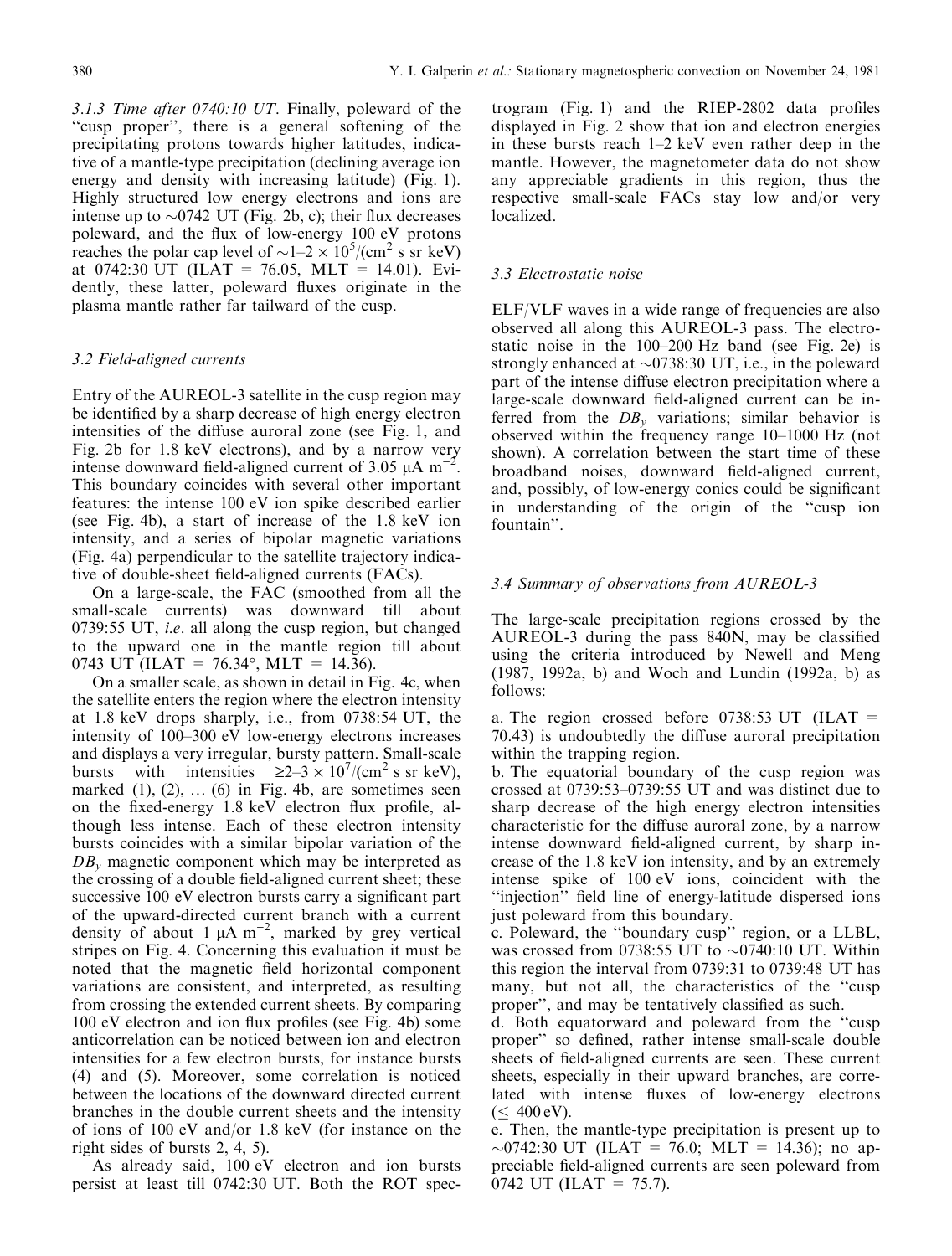*3.1.3 Time after 0740:10 UT*. Finally, poleward of the "cusp proper", there is a general softening of the precipitating protons towards higher latitudes, indicative of a mantle-type precipitation (declining average ion energy and density with increasing latitude) (Fig. 1). Highly structured low energy electrons and ions are intense up to ~0742 UT (Fig. 2b, c); their flux decreases poleward, and the flux of low-energy 100 eV protons reaches the polar cap level of $\sim 1\text{–}2 \times 10^5/(\text{cm}^2\ \text{s sr keV})$ at 0742:30 UT (ILAT = 76.05, MLT = 14.01). Evidently, these latter, poleward fluxes originate in the plasma mantle rather far tailward of the cusp.

### 3.2 Field-aligned currents

Entry of the AUREOL-3 satellite in the cusp region may be identified by a sharp decrease of high energy electron intensities of the diffuse auroral zone (see Fig. 1, and Fig. 2b for 1.8 keV electrons), and by a narrow very intense downward field-aligned current of 3.05 $\mu\text{A m}^{-2}$. This boundary coincides with several other important features: the intense 100 eV ion spike described earlier (see Fig. 4b), a start of increase of the 1.8 keV ion intensity, and a series of bipolar magnetic variations (Fig. 4a) perpendicular to the satellite trajectory indicative of double-sheet field-aligned currents (FACs).

On a large-scale, the FAC (smoothed from all the small-scale currents) was downward till about 0739:55 UT, *i.e*. all along the cusp region, but changed to the upward one in the mantle region till about 0743 UT (ILAT = 76.34°, MLT = 14.36).

On a smaller scale, as shown in detail in Fig. 4c, when the satellite enters the region where the electron intensity at 1.8 keV drops sharply, i.e., from 0738:54 UT, the intensity of 100–300 eV low-energy electrons increases and displays a very irregular, bursty pattern. Small-scale bursts with intensities $\geq 2\text{–}3 \times 10^7/(\text{cm}^2\ \text{s sr keV})$, marked (1), (2), ... (6) in Fig. 4b, are sometimes seen on the fixed-energy 1.8 keV electron flux profile, although less intense. Each of these electron intensity bursts coincides with a similar bipolar variation of the $DB_y$ magnetic component which may be interpreted as the crossing of a double field-aligned current sheet; these successive 100 eV electron bursts carry a significant part of the upward-directed current branch with a current density of about 1 $\mu\text{A m}^{-2}$, marked by grey vertical stripes on Fig. 4. Concerning this evaluation it must be noted that the magnetic field horizontal component variations are consistent, and interpreted, as resulting from crossing the extended current sheets. By comparing 100 eV electron and ion flux profiles (see Fig. 4b) some anticorrelation can be noticed between ion and electron intensities for a few electron bursts, for instance bursts (4) and (5). Moreover, some correlation is noticed between the locations of the downward directed current branches in the double current sheets and the intensity of ions of 100 eV and/or 1.8 keV (for instance on the right sides of bursts 2, 4, 5).

As already said, 100 eV electron and ion bursts persist at least till 0742:30 UT. Both the ROT spectrogram (Fig. 1) and the RIEP-2802 data profiles displayed in Fig. 2 show that ion and electron energies in these bursts reach 1–2 keV even rather deep in the mantle. However, the magnetometer data do not show any appreciable gradients in this region, thus the respective small-scale FACs stay low and/or very localized.

### 3.3 Electrostatic noise

ELF/VLF waves in a wide range of frequencies are also observed all along this AUREOL-3 pass. The electrostatic noise in the 100–200 Hz band (see Fig. 2e) is strongly enhanced at ~0738:30 UT, i.e., in the poleward part of the intense diffuse electron precipitation where a large-scale downward field-aligned current can be inferred from the $DB_y$ variations; similar behavior is observed within the frequency range 10–1000 Hz (not shown). A correlation between the start time of these broadband noises, downward field-aligned current, and, possibly, of low-energy conics could be significant in understanding of the origin of the "cusp ion fountain".

### 3.4 Summary of observations from AUREOL-3

The large-scale precipitation regions crossed by the AUREOL-3 during the pass 840N, may be classified using the criteria introduced by Newell and Meng (1987, 1992a, b) and Woch and Lundin (1992a, b) as follows:

a. The region crossed before 0738:53 UT (ILAT = 70.43) is undoubtedly the diffuse auroral precipitation within the trapping region.

b. The equatorial boundary of the cusp region was crossed at 0739:53–0739:55 UT and was distinct due to sharp decrease of the high energy electron intensities characteristic for the diffuse auroral zone, by a narrow intense downward field-aligned current, by sharp increase of the 1.8 keV ion intensity, and by an extremely intense spike of 100 eV ions, coincident with the "injection" field line of energy-latitude dispersed ions just poleward from this boundary.

c. Poleward, the "boundary cusp" region, or a LLBL, was crossed from 0738:55 UT to ~0740:10 UT. Within this region the interval from 0739:31 to 0739:48 UT has many, but not all, the characteristics of the "cusp proper", and may be tentatively classified as such.

d. Both equatorward and poleward from the "cusp proper" so defined, rather intense small-scale double sheets of field-aligned currents are seen. These current sheets, especially in their upward branches, are correlated with intense fluxes of low-energy electrons ($\leq$ 400 eV).

e. Then, the mantle-type precipitation is present up to ~0742:30 UT (ILAT = 76.0; MLT = 14.36); no appreciable field-aligned currents are seen poleward from 0742 UT (ILAT = 75.7).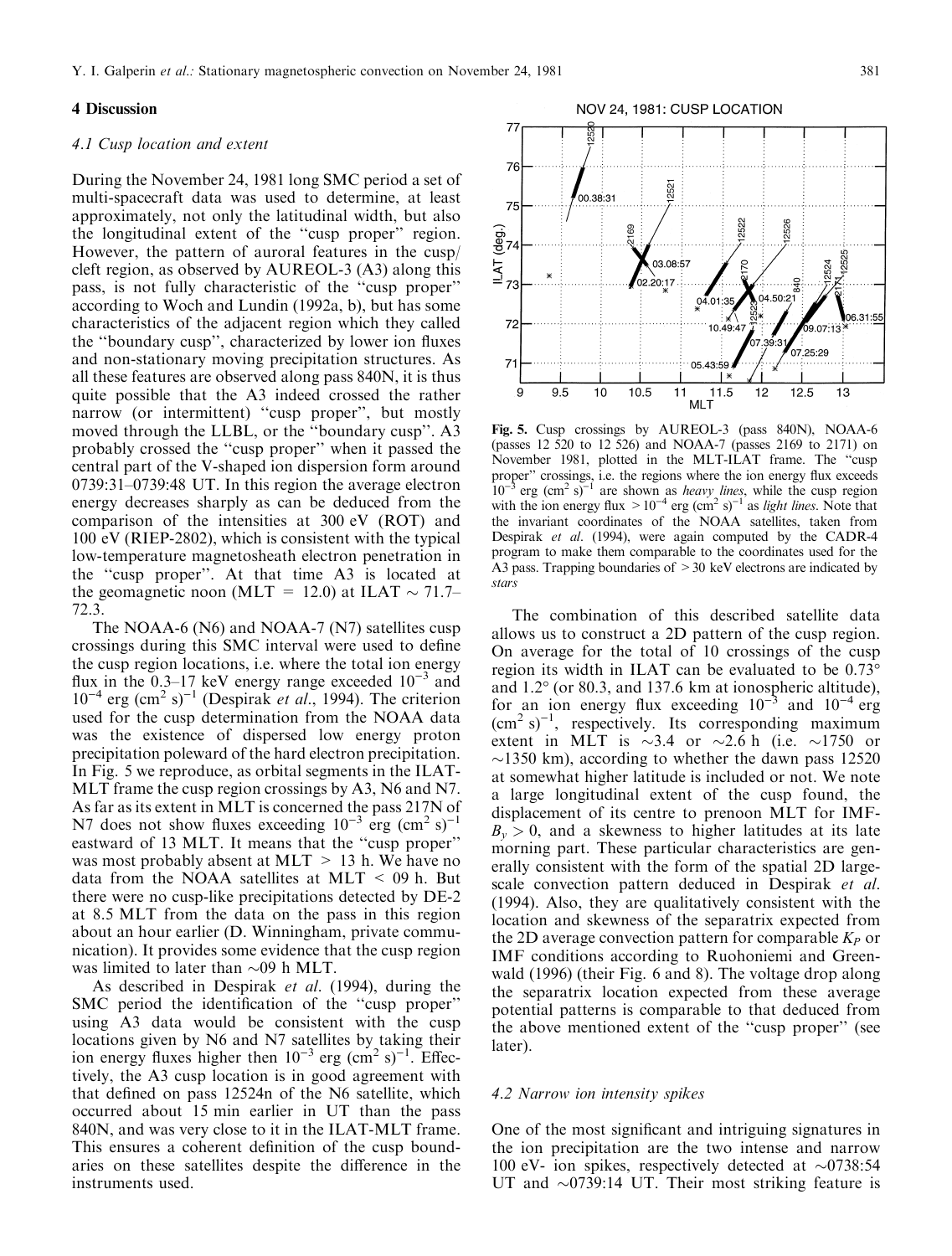## 4 Discussion

### 4.1 Cusp location and extent

During the November 24, 1981 long SMC period a set of multi-spacecraft data was used to determine, at least approximately, not only the latitudinal width, but also the longitudinal extent of the "cusp proper" region. However, the pattern of auroral features in the cusp/cleft region, as observed by AUREOL-3 (A3) along this pass, is not fully characteristic of the "cusp proper" according to Woch and Lundin (1992a, b), but has some characteristics of the adjacent region which they called the "boundary cusp", characterized by lower ion fluxes and non-stationary moving precipitation structures. As all these features are observed along pass 840N, it is thus quite possible that the A3 indeed crossed the rather narrow (or intermittent) "cusp proper", but mostly moved through the LLBL, or the "boundary cusp". A3 probably crossed the "cusp proper" when it passed the central part of the V-shaped ion dispersion form around 0739:31–0739:48 UT. In this region the average electron energy decreases sharply as can be deduced from the comparison of the intensities at 300 eV (ROT) and 100 eV (RIEP-2802), which is consistent with the typical low-temperature magnetosheath electron penetration in the "cusp proper". At that time A3 is located at the geomagnetic noon (MLT = 12.0) at ILAT ~ 71.7–72.3.

The NOAA-6 (N6) and NOAA-7 (N7) satellites cusp crossings during this SMC interval were used to define the cusp region locations, i.e. where the total ion energy flux in the 0.3–17 keV energy range exceeded $10^{-3}$ and $10^{-4}$ erg (cm$^2$ s)$^{-1}$ (Despirak *et al*., 1994). The criterion used for the cusp determination from the NOAA data was the existence of dispersed low energy proton precipitation poleward of the hard electron precipitation. In Fig. 5 we reproduce, as orbital segments in the ILAT-MLT frame the cusp region crossings by A3, N6 and N7. As far as its extent in MLT is concerned the pass 217N of N7 does not show fluxes exceeding $10^{-3}$ erg (cm$^2$ s)$^{-1}$ eastward of 13 MLT. It means that the "cusp proper" was most probably absent at MLT > 13 h. We have no data from the NOAA satellites at MLT < 09 h. But there were no cusp-like precipitations detected by DE-2 at 8.5 MLT from the data on the pass in this region about an hour earlier (D. Winningham, private communication). It provides some evidence that the cusp region was limited to later than ~09 h MLT.

As described in Despirak *et al*. (1994), during the SMC period the identification of the "cusp proper" using A3 data would be consistent with the cusp locations given by N6 and N7 satellites by taking their ion energy fluxes higher then $10^{-3}$ erg (cm$^2$ s)$^{-1}$. Effectively, the A3 cusp location is in good agreement with that defined on pass 12524n of the N6 satellite, which occurred about 15 min earlier in UT than the pass 840N, and was very close to it in the ILAT-MLT frame. This ensures a coherent definition of the cusp boundaries on these satellites despite the difference in the instruments used.

**Fig. 5.** Cusp crossings by AUREOL-3 (pass 840N), NOAA-6 (passes 12 520 to 12 526) and NOAA-7 (passes 2169 to 2171) on November 1981, plotted in the MLT-ILAT frame. The "cusp proper" crossings, i.e. the regions where the ion energy flux exceeds $10^{-3}$ erg (cm$^2$ s)$^{-1}$ are shown as *heavy lines*, while the cusp region with the ion energy flux > $10^{-4}$ erg (cm$^2$ s)$^{-1}$ as *light lines*. Note that the invariant coordinates of the NOAA satellites, taken from Despirak *et al*. (1994), were again computed by the CADR-4 program to make them comparable to the coordinates used for the A3 pass. Trapping boundaries of > 30 keV electrons are indicated by *stars*

The combination of this described satellite data allows us to construct a 2D pattern of the cusp region. On average for the total of 10 crossings of the cusp region its width in ILAT can be evaluated to be 0.73° and 1.2° (or 80.3, and 137.6 km at ionospheric altitude), for an ion energy flux exceeding $10^{-3}$ and $10^{-4}$ erg (cm$^2$ s)$^{-1}$, respectively. Its corresponding maximum extent in MLT is ~3.4 or ~2.6 h (i.e. ~1750 or ~1350 km), according to whether the dawn pass 12520 at somewhat higher latitude is included or not. We note a large longitudinal extent of the cusp found, the displacement of its centre to prenoon MLT for IMF-$B_y > 0$, and a skewness to higher latitudes at its late morning part. These particular characteristics are generally consistent with the form of the spatial 2D large-scale convection pattern deduced in Despirak *et al*. (1994). Also, they are qualitatively consistent with the location and skewness of the separatrix expected from the 2D average convection pattern for comparable $K_P$ or IMF conditions according to Ruohoniemi and Greenwald (1996) (their Fig. 6 and 8). The voltage drop along the separatrix location expected from these average potential patterns is comparable to that deduced from the above mentioned extent of the "cusp proper" (see later).

### 4.2 Narrow ion intensity spikes

One of the most significant and intriguing signatures in the ion precipitation are the two intense and narrow 100 eV- ion spikes, respectively detected at ~0738:54 UT and ~0739:14 UT. Their most striking feature is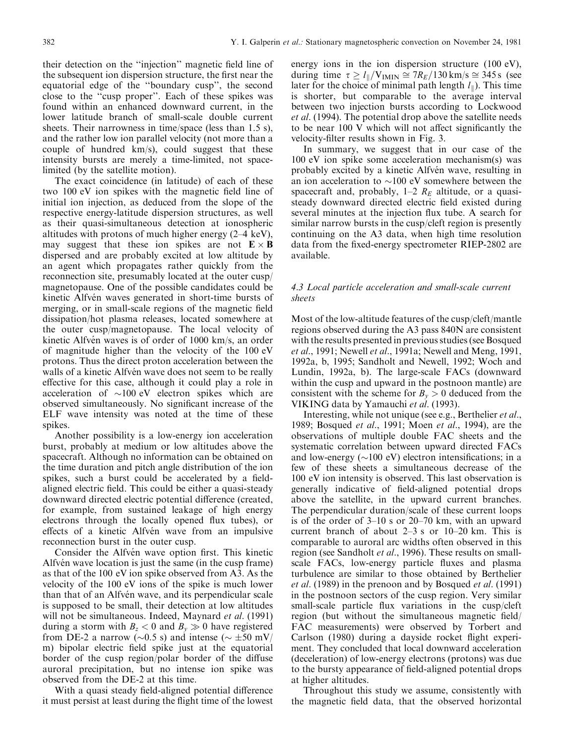their detection on the "injection" magnetic field line of the subsequent ion dispersion structure, the first near the equatorial edge of the "boundary cusp", the second close to the "cusp proper". Each of these spikes was found within an enhanced downward current, in the lower latitude branch of small-scale double current sheets. Their narrowness in time/space (less than 1.5 s), and the rather low ion parallel velocity (not more than a couple of hundred km/s), could suggest that these intensity bursts are merely a time-limited, not space-limited (by the satellite motion).

The exact coincidence (in latitude) of each of these two 100 eV ion spikes with the magnetic field line of initial ion injection, as deduced from the slope of the respective energy-latitude dispersion structures, as well as their quasi-simultaneous detection at ionospheric altitudes with protons of much higher energy (2–4 keV), may suggest that these ion spikes are not $\mathbf{E} \times \mathbf{B}$ dispersed and are probably excited at low altitude by an agent which propagates rather quickly from the reconnection site, presumably located at the outer cusp/magnetopause. One of the possible candidates could be kinetic Alfvén waves generated in short-time bursts of merging, or in small-scale regions of the magnetic field dissipation/hot plasma releases, located somewhere at the outer cusp/magnetopause. The local velocity of kinetic Alfvén waves is of order of 1000 km/s, an order of magnitude higher than the velocity of the 100 eV protons. Thus the direct proton acceleration between the walls of a kinetic Alfvén wave does not seem to be really effective for this case, although it could play a role in acceleration of ~100 eV electron spikes which are observed simultaneously. No significant increase of the ELF wave intensity was noted at the time of these spikes.

Another possibility is a low-energy ion acceleration burst, probably at medium or low altitudes above the spacecraft. Although no information can be obtained on the time duration and pitch angle distribution of the ion spikes, such a burst could be accelerated by a field-aligned electric field. This could be either a quasi-steady downward directed electric potential difference (created, for example, from sustained leakage of high energy electrons through the locally opened flux tubes), or effects of a kinetic Alfvén wave from an impulsive reconnection burst in the outer cusp.

Consider the Alfvén wave option first. This kinetic Alfvén wave location is just the same (in the cusp frame) as that of the 100 eV ion spike observed from A3. As the velocity of the 100 eV ions of the spike is much lower than that of an Alfvén wave, and its perpendicular scale is supposed to be small, their detection at low altitudes will not be simultaneous. Indeed, Maynard *et al.* (1991) during a storm with $B_z < 0$ and $B_y \gg 0$ have registered from DE-2 a narrow (~0.5 s) and intense (~ ±50 mV/m) bipolar electric field spike just at the equatorial border of the cusp region/polar border of the diffuse auroral precipitation, but no intense ion spike was observed from the DE-2 at this time.

With a quasi steady field-aligned potential difference it must persist at least during the flight time of the lowest energy ions in the ion dispersion structure (100 eV), during time $\tau \geq l_{\parallel}/V_{\mathrm{IMIN}} \cong 7R_E/130\,\mathrm{km/s} \cong 345\,\mathrm{s}$ (see later for the choice of minimal path length $l_{\parallel}$). This time is shorter, but comparable to the average interval between two injection bursts according to Lockwood *et al.* (1994). The potential drop above the satellite needs to be near 100 V which will not affect significantly the velocity-filter results shown in Fig. 3.

In summary, we suggest that in our case of the 100 eV ion spike some acceleration mechanism(s) was probably excited by a kinetic Alfvén wave, resulting in an ion acceleration to ~100 eV somewhere between the spacecraft and, probably, 1–2 $R_E$ altitude, or a quasi-steady downward directed electric field existed during several minutes at the injection flux tube. A search for similar narrow bursts in the cusp/cleft region is presently continuing on the A3 data, when high time resolution data from the fixed-energy spectrometer RIEP-2802 are available.

### 4.3 Local particle acceleration and small-scale current sheets

Most of the low-altitude features of the cusp/cleft/mantle regions observed during the A3 pass 840N are consistent with the results presented in previous studies (see Bosqued *et al.*, 1991; Newell *et al.*, 1991a; Newell and Meng, 1991, 1992a, b, 1995; Sandholt and Newell, 1992; Woch and Lundin, 1992a, b). The large-scale FACs (downward within the cusp and upward in the postnoon mantle) are consistent with the scheme for $B_y > 0$ deduced from the VIKING data by Yamauchi *et al.* (1993).

Interesting, while not unique (see e.g., Berthelier *et al.*, 1989; Bosqued *et al.*, 1991; Moen *et al.*, 1994), are the observations of multiple double FAC sheets and the systematic correlation between upward directed FACs and low-energy (~100 eV) electron intensifications; in a few of these sheets a simultaneous decrease of the 100 eV ion intensity is observed. This last observation is generally indicative of field-aligned potential drops above the satellite, in the upward current branches. The perpendicular duration/scale of these current loops is of the order of 3–10 s or 20–70 km, with an upward current branch of about 2–3 s or 10–20 km. This is comparable to auroral arc widths often observed in this region (see Sandholt *et al.*, 1996). These results on small-scale FACs, low-energy particle fluxes and plasma turbulence are similar to those obtained by Berthelier *et al.* (1989) in the prenoon and by Bosqued *et al.* (1991) in the postnoon sectors of the cusp region. Very similar small-scale particle flux variations in the cusp/cleft region (but without the simultaneous magnetic field/FAC measurements) were observed by Torbert and Carlson (1980) during a dayside rocket flight experiment. They concluded that local downward acceleration (deceleration) of low-energy electrons (protons) was due to the bursty appearance of field-aligned potential drops at higher altitudes.

Throughout this study we assume, consistently with the magnetic field data, that the observed horizontal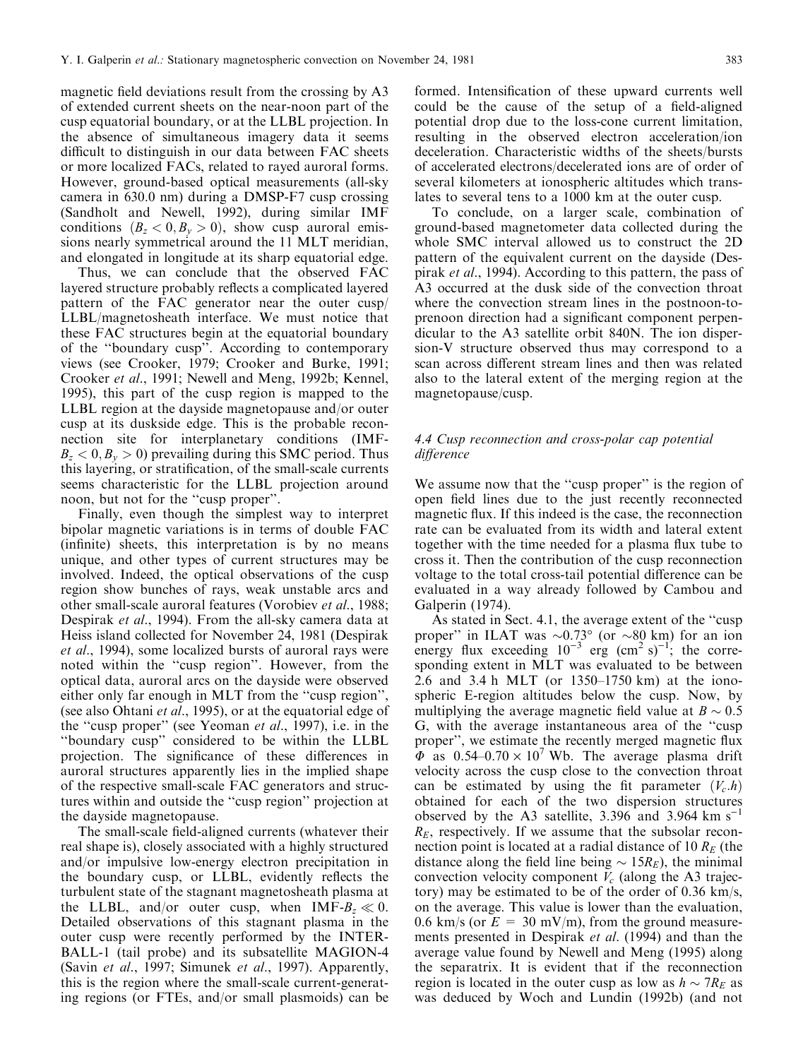magnetic field deviations result from the crossing by A3 of extended current sheets on the near-noon part of the cusp equatorial boundary, or at the LLBL projection. In the absence of simultaneous imagery data it seems difficult to distinguish in our data between FAC sheets or more localized FACs, related to rayed auroral forms. However, ground-based optical measurements (all-sky camera in 630.0 nm) during a DMSP-F7 cusp crossing (Sandholt and Newell, 1992), during similar IMF conditions ($B_z < 0, B_y > 0$), show cusp auroral emissions nearly symmetrical around the 11 MLT meridian, and elongated in longitude at its sharp equatorial edge.

Thus, we can conclude that the observed FAC layered structure probably reflects a complicated layered pattern of the FAC generator near the outer cusp/LLBL/magnetosheath interface. We must notice that these FAC structures begin at the equatorial boundary of the "boundary cusp". According to contemporary views (see Crooker, 1979; Crooker and Burke, 1991; Crooker *et al*., 1991; Newell and Meng, 1992b; Kennel, 1995), this part of the cusp region is mapped to the LLBL region at the dayside magnetopause and/or outer cusp at its duskside edge. This is the probable reconnection site for interplanetary conditions (IMF-$B_z < 0, B_y > 0$) prevailing during this SMC period. Thus this layering, or stratification, of the small-scale currents seems characteristic for the LLBL projection around noon, but not for the "cusp proper".

Finally, even though the simplest way to interpret bipolar magnetic variations is in terms of double FAC (infinite) sheets, this interpretation is by no means unique, and other types of current structures may be involved. Indeed, the optical observations of the cusp region show bunches of rays, weak unstable arcs and other small-scale auroral features (Vorobiev *et al*., 1988; Despirak *et al*., 1994). From the all-sky camera data at Heiss island collected for November 24, 1981 (Despirak *et al*., 1994), some localized bursts of auroral rays were noted within the "cusp region". However, from the optical data, auroral arcs on the dayside were observed either only far enough in MLT from the "cusp region", (see also Ohtani *et al*., 1995), or at the equatorial edge of the "cusp proper" (see Yeoman *et al*., 1997), i.e. in the "boundary cusp" considered to be within the LLBL projection. The significance of these differences in auroral structures apparently lies in the implied shape of the respective small-scale FAC generators and structures within and outside the "cusp region" projection at the dayside magnetopause.

The small-scale field-aligned currents (whatever their real shape is), closely associated with a highly structured and/or impulsive low-energy electron precipitation in the boundary cusp, or LLBL, evidently reflects the turbulent state of the stagnant magnetosheath plasma at the LLBL, and/or outer cusp, when IMF-$B_z \ll 0$. Detailed observations of this stagnant plasma in the outer cusp were recently performed by the INTERBALL-1 (tail probe) and its subsatellite MAGION-4 (Savin *et al*., 1997; Simunek *et al*., 1997). Apparently, this is the region where the small-scale current-generating regions (or FTEs, and/or small plasmoids) can be formed. Intensification of these upward currents well could be the cause of the setup of a field-aligned potential drop due to the loss-cone current limitation, resulting in the observed electron acceleration/ion deceleration. Characteristic widths of the sheets/bursts of accelerated electrons/decelerated ions are of order of several kilometers at ionospheric altitudes which translates to several tens to a 1000 km at the outer cusp.

To conclude, on a larger scale, combination of ground-based magnetometer data collected during the whole SMC interval allowed us to construct the 2D pattern of the equivalent current on the dayside (Despirak *et al*., 1994). According to this pattern, the pass of A3 occurred at the dusk side of the convection throat where the convection stream lines in the postnoon-to-prenoon direction had a significant component perpendicular to the A3 satellite orbit 840N. The ion dispersion-V structure observed thus may correspond to a scan across different stream lines and then was related also to the lateral extent of the merging region at the magnetopause/cusp.

### *4.4 Cusp reconnection and cross-polar cap potential difference*

We assume now that the "cusp proper" is the region of open field lines due to the just recently reconnected magnetic flux. If this indeed is the case, the reconnection rate can be evaluated from its width and lateral extent together with the time needed for a plasma flux tube to cross it. Then the contribution of the cusp reconnection voltage to the total cross-tail potential difference can be evaluated in a way already followed by Cambou and Galperin (1974).

As stated in Sect. 4.1, the average extent of the "cusp proper" in ILAT was $\sim 0.73°$ (or $\sim 80$ km) for an ion energy flux exceeding $10^{-3}$ erg $(\text{cm}^2\ \text{s})^{-1}$; the corresponding extent in MLT was evaluated to be between 2.6 and 3.4 h MLT (or 1350–1750 km) at the ionospheric E-region altitudes below the cusp. Now, by multiplying the average magnetic field value at $B \sim 0.5$ G, with the average instantaneous area of the "cusp proper", we estimate the recently merged magnetic flux $\Phi$ as $0.54–0.70 \times 10^7$ Wb. The average plasma drift velocity across the cusp close to the convection throat can be estimated by using the fit parameter $(V_c.h)$ obtained for each of the two dispersion structures observed by the A3 satellite, 3.396 and 3.964 km s$^{-1}$ $R_E$, respectively. If we assume that the subsolar reconnection point is located at a radial distance of 10 $R_E$ (the distance along the field line being $\sim 15 R_E$), the minimal convection velocity component $V_c$ (along the A3 trajectory) may be estimated to be of the order of 0.36 km/s, on the average. This value is lower than the evaluation, 0.6 km/s (or $E = 30$ mV/m), from the ground measurements presented in Despirak *et al*. (1994) and than the average value found by Newell and Meng (1995) along the separatrix. It is evident that if the reconnection region is located in the outer cusp as low as $h \sim 7 R_E$ as was deduced by Woch and Lundin (1992b) (and not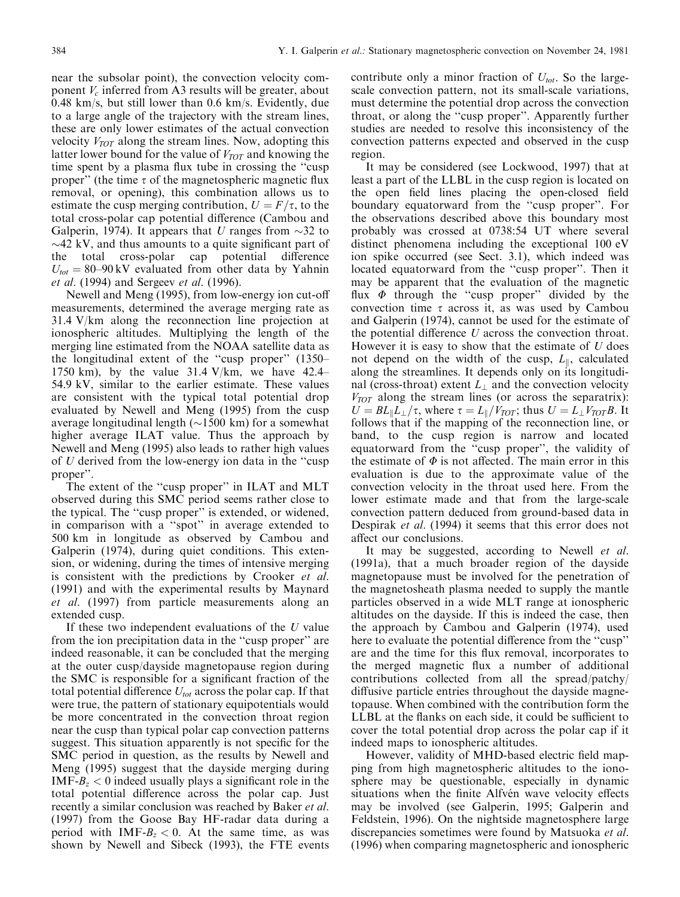near the subsolar point), the convection velocity component $V_c$ inferred from A3 results will be greater, about 0.48 km/s, but still lower than 0.6 km/s. Evidently, due to a large angle of the trajectory with the stream lines, these are only lower estimates of the actual convection velocity $V_{TOT}$ along the stream lines. Now, adopting this latter lower bound for the value of $V_{TOT}$ and knowing the time spent by a plasma flux tube in crossing the "cusp proper" (the time $\tau$ of the magnetospheric magnetic flux removal, or opening), this combination allows us to estimate the cusp merging contribution, $U = F/\tau$, to the total cross-polar cap potential difference (Cambou and Galperin, 1974). It appears that $U$ ranges from ~32 to ~42 kV, and thus amounts to a quite significant part of the total cross-polar cap potential difference $U_{tot}$ = 80–90 kV evaluated from other data by Yahnin *et al*. (1994) and Sergeev *et al*. (1996).

Newell and Meng (1995), from low-energy ion cut-off measurements, determined the average merging rate as 31.4 V/km along the reconnection line projection at ionospheric altitudes. Multiplying the length of the merging line estimated from the NOAA satellite data as the longitudinal extent of the "cusp proper" (1350–1750 km), by the value 31.4 V/km, we have 42.4–54.9 kV, similar to the earlier estimate. These values are consistent with the typical total potential drop evaluated by Newell and Meng (1995) from the cusp average longitudinal length (~1500 km) for a somewhat higher average ILAT value. Thus the approach by Newell and Meng (1995) also leads to rather high values of $U$ derived from the low-energy ion data in the "cusp proper".

The extent of the "cusp proper" in ILAT and MLT observed during this SMC period seems rather close to the typical. The "cusp proper" is extended, or widened, in comparison with a "spot" in average extended to 500 km in longitude as observed by Cambou and Galperin (1974), during quiet conditions. This extension, or widening, during the times of intensive merging is consistent with the predictions by Crooker *et al*. (1991) and with the experimental results by Maynard *et al*. (1997) from particle measurements along an extended cusp.

If these two independent evaluations of the $U$ value from the ion precipitation data in the "cusp proper" are indeed reasonable, it can be concluded that the merging at the outer cusp/dayside magnetopause region during the SMC is responsible for a significant fraction of the total potential difference $U_{tot}$ across the polar cap. If that were true, the pattern of stationary equipotentials would be more concentrated in the convection throat region near the cusp than typical polar cap convection patterns suggest. This situation apparently is not specific for the SMC period in question, as the results by Newell and Meng (1995) suggest that the dayside merging during IMF-$B_z < 0$ indeed usually plays a significant role in the total potential difference across the polar cap. Just recently a similar conclusion was reached by Baker *et al*. (1997) from the Goose Bay HF-radar data during a period with IMF-$B_z < 0$. At the same time, as was shown by Newell and Sibeck (1993), the FTE events contribute only a minor fraction of $U_{tot}$. So the large-scale convection pattern, not its small-scale variations, must determine the potential drop across the convection throat, or along the "cusp proper". Apparently further studies are needed to resolve this inconsistency of the convection patterns expected and observed in the cusp region.

It may be considered (see Lockwood, 1997) that at least a part of the LLBL in the cusp region is located on the open field lines placing the open-closed field boundary equatorward from the "cusp proper". For the observations described above this boundary most probably was crossed at 0738:54 UT where several distinct phenomena including the exceptional 100 eV ion spike occurred (see Sect. 3.1), which indeed was located equatorward from the "cusp proper". Then it may be apparent that the evaluation of the magnetic flux $\Phi$ through the "cusp proper" divided by the convection time $\tau$ across it, as was used by Cambou and Galperin (1974), cannot be used for the estimate of the potential difference $U$ across the convection throat. However it is easy to show that the estimate of $U$ does not depend on the width of the cusp, $L_\parallel$, calculated along the streamlines. It depends only on its longitudinal (cross-throat) extent $L_\perp$ and the convection velocity $V_{TOT}$ along the stream lines (or across the separatrix): $U = BL_\parallel L_\perp/\tau$, where $\tau = L_\parallel/V_{TOT}$; thus $U = L_\perp V_{TOT}B$. It follows that if the mapping of the reconnection line, or band, to the cusp region is narrow and located equatorward from the "cusp proper", the validity of the estimate of $\Phi$ is not affected. The main error in this evaluation is due to the approximate value of the convection velocity in the throat used here. From the lower estimate made and that from the large-scale convection pattern deduced from ground-based data in Despirak *et al*. (1994) it seems that this error does not affect our conclusions.

It may be suggested, according to Newell *et al*. (1991a), that a much broader region of the dayside magnetopause must be involved for the penetration of the magnetosheath plasma needed to supply the mantle particles observed in a wide MLT range at ionospheric altitudes on the dayside. If this is indeed the case, then the approach by Cambou and Galperin (1974), used here to evaluate the potential difference from the "cusp" are and the time for this flux removal, incorporates to the merged magnetic flux a number of additional contributions collected from all the spread/patchy/diffusive particle entries throughout the dayside magnetopause. When combined with the contribution form the LLBL at the flanks on each side, it could be sufficient to cover the total potential drop across the polar cap if it indeed maps to ionospheric altitudes.

However, validity of MHD-based electric field mapping from high magnetospheric altitudes to the ionosphere may be questionable, especially in dynamic situations when the finite Alfvén wave velocity effects may be involved (see Galperin, 1995; Galperin and Feldstein, 1996). On the nightside magnetosphere large discrepancies sometimes were found by Matsuoka *et al*. (1996) when comparing magnetospheric and ionospheric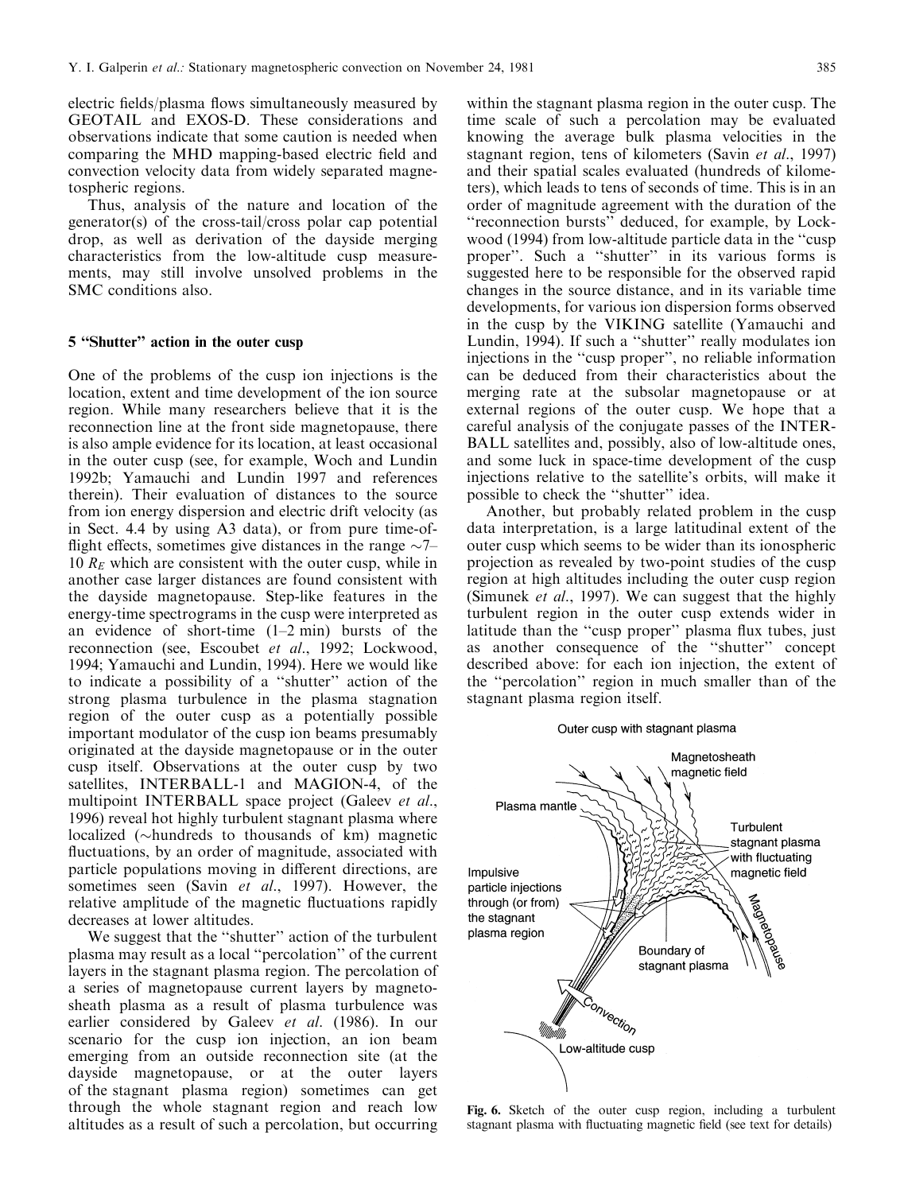electric fields/plasma flows simultaneously measured by GEOTAIL and EXOS-D. These considerations and observations indicate that some caution is needed when comparing the MHD mapping-based electric field and convection velocity data from widely separated magnetospheric regions.

Thus, analysis of the nature and location of the generator(s) of the cross-tail/cross polar cap potential drop, as well as derivation of the dayside merging characteristics from the low-altitude cusp measurements, may still involve unsolved problems in the SMC conditions also.

## 5 "Shutter" action in the outer cusp

One of the problems of the cusp ion injections is the location, extent and time development of the ion source region. While many researchers believe that it is the reconnection line at the front side magnetopause, there is also ample evidence for its location, at least occasional in the outer cusp (see, for example, Woch and Lundin 1992b; Yamauchi and Lundin 1997 and references therein). Their evaluation of distances to the source from ion energy dispersion and electric drift velocity (as in Sect. 4.4 by using A3 data), or from pure time-of-flight effects, sometimes give distances in the range ~7–10 $R_E$ which are consistent with the outer cusp, while in another case larger distances are found consistent with the dayside magnetopause. Step-like features in the energy-time spectrograms in the cusp were interpreted as an evidence of short-time (1–2 min) bursts of the reconnection (see, Escoubet *et al*., 1992; Lockwood, 1994; Yamauchi and Lundin, 1994). Here we would like to indicate a possibility of a "shutter" action of the strong plasma turbulence in the plasma stagnation region of the outer cusp as a potentially possible important modulator of the cusp ion beams presumably originated at the dayside magnetopause or in the outer cusp itself. Observations at the outer cusp by two satellites, INTERBALL-1 and MAGION-4, of the multipoint INTERBALL space project (Galeev *et al*., 1996) reveal hot highly turbulent stagnant plasma where localized (~hundreds to thousands of km) magnetic fluctuations, by an order of magnitude, associated with particle populations moving in different directions, are sometimes seen (Savin *et al*., 1997). However, the relative amplitude of the magnetic fluctuations rapidly decreases at lower altitudes.

We suggest that the "shutter" action of the turbulent plasma may result as a local "percolation" of the current layers in the stagnant plasma region. The percolation of a series of magnetopause current layers by magnetosheath plasma as a result of plasma turbulence was earlier considered by Galeev *et al*. (1986). In our scenario for the cusp ion injection, an ion beam emerging from an outside reconnection site (at the dayside magnetopause, or at the outer layers of the stagnant plasma region) sometimes can get through the whole stagnant region and reach low altitudes as a result of such a percolation, but occurring within the stagnant plasma region in the outer cusp. The time scale of such a percolation may be evaluated knowing the average bulk plasma velocities in the stagnant region, tens of kilometers (Savin *et al*., 1997) and their spatial scales evaluated (hundreds of kilometers), which leads to tens of seconds of time. This is in an order of magnitude agreement with the duration of the "reconnection bursts" deduced, for example, by Lockwood (1994) from low-altitude particle data in the "cusp proper". Such a "shutter" in its various forms is suggested here to be responsible for the observed rapid changes in the source distance, and in its variable time developments, for various ion dispersion forms observed in the cusp by the VIKING satellite (Yamauchi and Lundin, 1994). If such a "shutter" really modulates ion injections in the "cusp proper", no reliable information can be deduced from their characteristics about the merging rate at the subsolar magnetopause or at external regions of the outer cusp. We hope that a careful analysis of the conjugate passes of the INTERBALL satellites and, possibly, also of low-altitude ones, and some luck in space-time development of the cusp injections relative to the satellite's orbits, will make it possible to check the "shutter" idea.

Another, but probably related problem in the cusp data interpretation, is a large latitudinal extent of the outer cusp which seems to be wider than its ionospheric projection as revealed by two-point studies of the cusp region at high altitudes including the outer cusp region (Simunek *et al*., 1997). We can suggest that the highly turbulent region in the outer cusp extends wider in latitude than the "cusp proper" plasma flux tubes, just as another consequence of the "shutter" concept described above: for each ion injection, the extent of the "percolation" region in much smaller than of the stagnant plasma region itself.

**Fig. 6.** Sketch of the outer cusp region, including a turbulent stagnant plasma with fluctuating magnetic field (see text for details)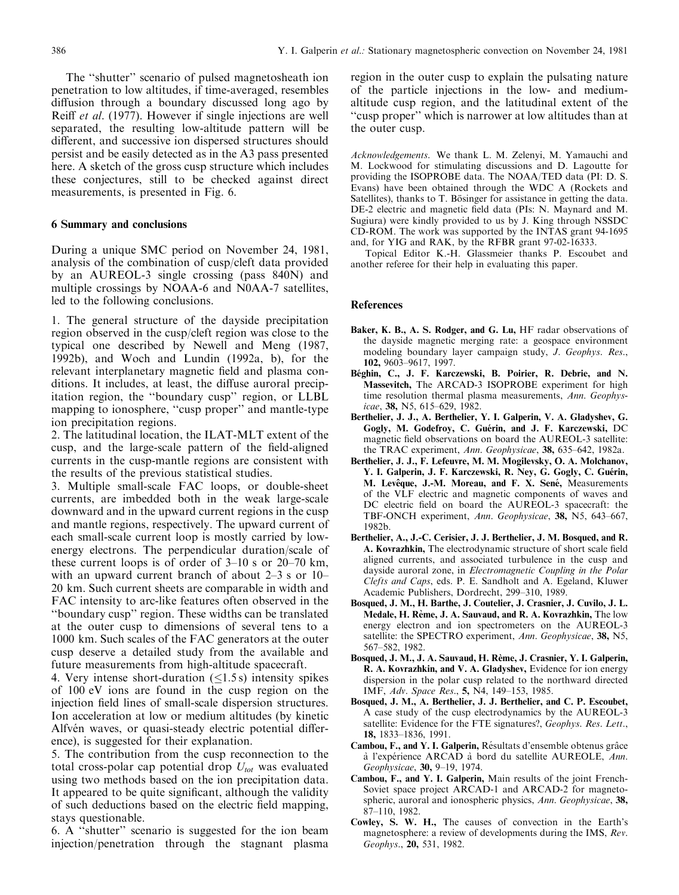The "shutter" scenario of pulsed magnetosheath ion penetration to low altitudes, if time-averaged, resembles diffusion through a boundary discussed long ago by Reiff *et al*. (1977). However if single injections are well separated, the resulting low-altitude pattern will be different, and successive ion dispersed structures should persist and be easily detected as in the A3 pass presented here. A sketch of the gross cusp structure which includes these conjectures, still to be checked against direct measurements, is presented in Fig. 6.

## 6 Summary and conclusions

During a unique SMC period on November 24, 1981, analysis of the combination of cusp/cleft data provided by an AUREOL-3 single crossing (pass 840N) and multiple crossings by NOAA-6 and N0AA-7 satellites, led to the following conclusions.

1. The general structure of the dayside precipitation region observed in the cusp/cleft region was close to the typical one described by Newell and Meng (1987, 1992b), and Woch and Lundin (1992a, b), for the relevant interplanetary magnetic field and plasma conditions. It includes, at least, the diffuse auroral precipitation region, the "boundary cusp" region, or LLBL mapping to ionosphere, "cusp proper" and mantle-type ion precipitation regions.
2. The latitudinal location, the ILAT-MLT extent of the cusp, and the large-scale pattern of the field-aligned currents in the cusp-mantle regions are consistent with the results of the previous statistical studies.
3. Multiple small-scale FAC loops, or double-sheet currents, are imbedded both in the weak large-scale downward and in the upward current regions in the cusp and mantle regions, respectively. The upward current of each small-scale current loop is mostly carried by low-energy electrons. The perpendicular duration/scale of these current loops is of order of 3–10 s or 20–70 km, with an upward current branch of about 2–3 s or 10–20 km. Such current sheets are comparable in width and FAC intensity to arc-like features often observed in the "boundary cusp" region. These widths can be translated at the outer cusp to dimensions of several tens to a 1000 km. Such scales of the FAC generators at the outer cusp deserve a detailed study from the available and future measurements from high-altitude spacecraft.
4. Very intense short-duration ($\leq 1.5$ s) intensity spikes of 100 eV ions are found in the cusp region on the injection field lines of small-scale dispersion structures. Ion acceleration at low or medium altitudes (by kinetic Alfvén waves, or quasi-steady electric potential difference), is suggested for their explanation.
5. The contribution from the cusp reconnection to the total cross-polar cap potential drop $U_{tot}$ was evaluated using two methods based on the ion precipitation data. It appeared to be quite significant, although the validity of such deductions based on the electric field mapping, stays questionable.
6. A "shutter" scenario is suggested for the ion beam injection/penetration through the stagnant plasma region in the outer cusp to explain the pulsating nature of the particle injections in the low- and medium-altitude cusp region, and the latitudinal extent of the "cusp proper" which is narrower at low altitudes than at the outer cusp.

*Acknowledgements*. We thank L. M. Zelenyi, M. Yamauchi and M. Lockwood for stimulating discussions and D. Lagoutte for providing the ISOPROBE data. The NOAA/TED data (PI: D. S. Evans) have been obtained through the WDC A (Rockets and Satellites), thanks to T. Bösinger for assistance in getting the data. DE-2 electric and magnetic field data (PIs: N. Maynard and M. Sugiura) were kindly provided to us by J. King through NSSDC CD-ROM. The work was supported by the INTAS grant 94-1695 and, for YIG and RAK, by the RFBR grant 97-02-16333.

Topical Editor K.-H. Glassmeier thanks P. Escoubet and another referee for their help in evaluating this paper.

## References

**Baker, K. B., A. S. Rodger, and G. Lu,** HF radar observations of the dayside magnetic merging rate: a geospace environment modeling boundary layer campaign study, *J. Geophys. Res*., **102,** 9603–9617, 1997.

**Béghin, C., J. F. Karczewski, B. Poirier, R. Debrie, and N. Massevitch,** The ARCAD-3 ISOPROBE experiment for high time resolution thermal plasma measurements, *Ann. Geophysicae*, **38,** N5, 615–629, 1982.

**Berthelier, J. J., A. Berthelier, Y. I. Galperin, V. A. Gladyshev, G. Gogly, M. Godefroy, C. Guérin, and J. F. Karczewski,** DC magnetic field observations on board the AUREOL-3 satellite: the TRAC experiment, *Ann. Geophysicae*, **38,** 635–642, 1982a.

**Berthelier, J. J., F. Lefeuvre, M. M. Mogilevsky, O. A. Molchanov, Y. I. Galperin, J. F. Karczewski, R. Ney, G. Gogly, C. Guérin, M. Levêque, J.-M. Moreau, and F. X. Sené,** Measurements of the VLF electric and magnetic components of waves and DC electric field on board the AUREOL-3 spacecraft: the TBF-ONCH experiment, *Ann. Geophysicae*, **38,** N5, 643–667, 1982b.

**Berthelier, A., J.-C. Cerisier, J. J. Berthelier, J. M. Bosqued, and R. A. Kovrazhkin,** The electrodynamic structure of short scale field aligned currents, and associated turbulence in the cusp and dayside auroral zone, in *Electromagnetic Coupling in the Polar Clefts and Caps*, eds. P. E. Sandholt and A. Egeland, Kluwer Academic Publishers, Dordrecht, 299–310, 1989.

**Bosqued, J. M., H. Barthe, J. Coutelier, J. Crasnier, J. Cuvilo, J. L. Medale, H. Rème, J. A. Sauvaud, and R. A. Kovrazhkin,** The low energy electron and ion spectrometers on the AUREOL-3 satellite: the SPECTRO experiment, *Ann. Geophysicae*, **38,** N5, 567–582, 1982.

**Bosqued, J. M., J. A. Sauvaud, H. Rème, J. Crasnier, Y. I. Galperin, R. A. Kovrazhkin, and V. A. Gladyshev,** Evidence for ion energy dispersion in the polar cusp related to the northward directed IMF, *Adv. Space Res*., **5,** N4, 149–153, 1985.

**Bosqued, J. M., A. Berthelier, J. J. Berthelier, and C. P. Escoubet,** A case study of the cusp electrodynamics by the AUREOL-3 satellite: Evidence for the FTE signatures?, *Geophys. Res. Lett*., **18,** 1833–1836, 1991.

**Cambou, F., and Y. I. Galperin,** Résultats d'ensemble obtenus grâce à l'expérience ARCAD à bord du satellite AUREOLE, *Ann. Geophysicae*, **30,** 9–19, 1974.

**Cambou, F., and Y. I. Galperin,** Main results of the joint French-Soviet space project ARCAD-1 and ARCAD-2 for magnetospheric, auroral and ionospheric physics, *Ann. Geophysicae*, **38,** 87–110, 1982.

**Cowley, S. W. H.,** The causes of convection in the Earth's magnetosphere: a review of developments during the IMS, *Rev. Geophys*., **20,** 531, 1982.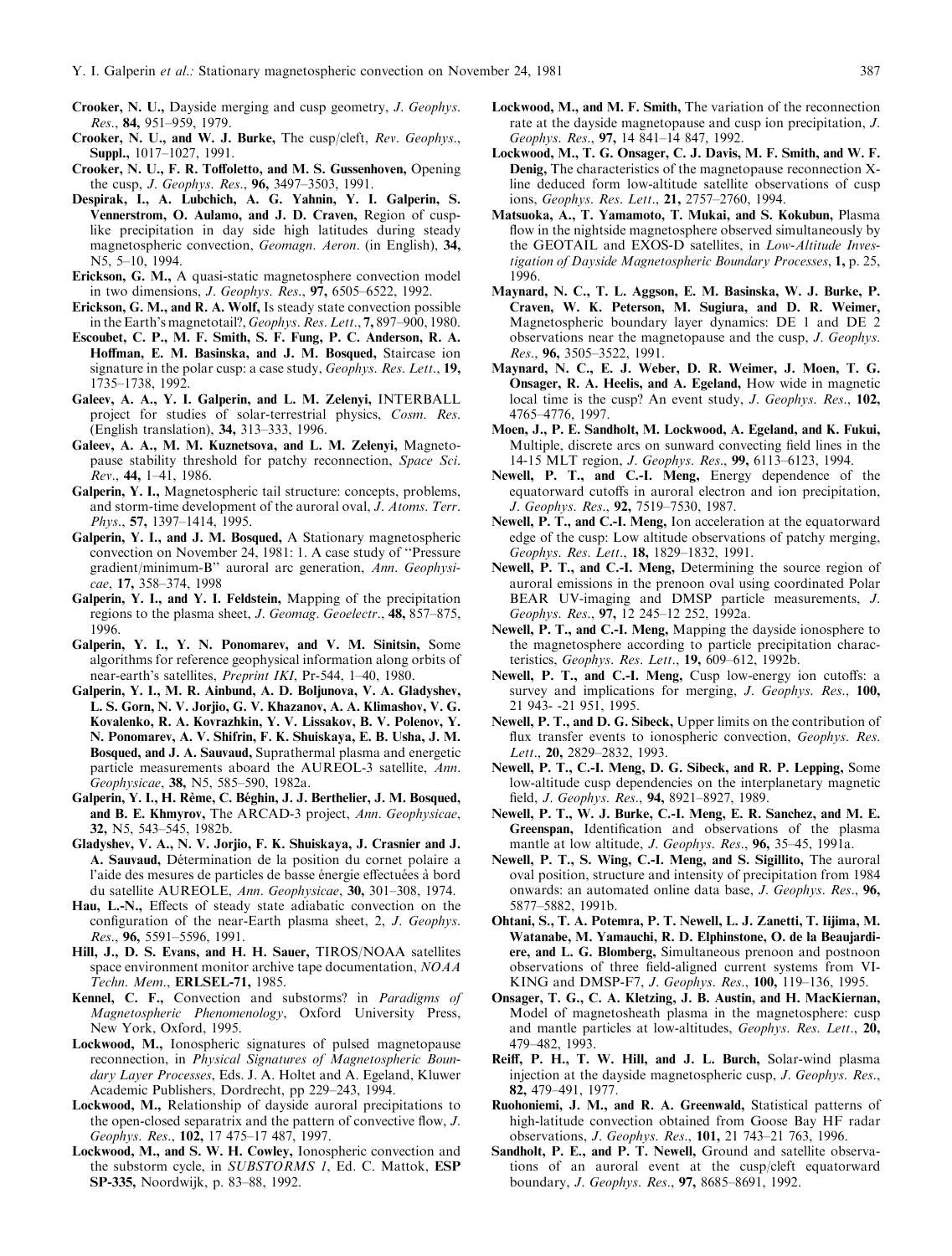**Crooker, N. U.,** Dayside merging and cusp geometry, *J. Geophys. Res.*, **84,** 951–959, 1979.

**Crooker, N. U., and W. J. Burke,** The cusp/cleft, *Rev. Geophys.*, **Suppl.,** 1017–1027, 1991.

**Crooker, N. U., F. R. Toffoletto, and M. S. Gussenhoven,** Opening the cusp, *J. Geophys. Res.*, **96,** 3497–3503, 1991.

**Despirak, I., A. Lubchich, A. G. Yahnin, Y. I. Galperin, S. Vennerstrom, O. Aulamo, and J. D. Craven,** Region of cusp-like precipitation in day side high latitudes during steady magnetospheric convection, *Geomagn. Aeron*. (in English), **34,** N5, 5–10, 1994.

**Erickson, G. M.,** A quasi-static magnetosphere convection model in two dimensions, *J. Geophys. Res.*, **97,** 6505–6522, 1992.

**Erickson, G. M., and R. A. Wolf,** Is steady state convection possible in the Earth's magnetotail?, *Geophys. Res. Lett*., **7,** 897–900, 1980.

**Escoubet, C. P., M. F. Smith, S. F. Fung, P. C. Anderson, R. A. Hoffman, E. M. Basinska, and J. M. Bosqued,** Staircase ion signature in the polar cusp: a case study, *Geophys. Res. Lett*., **19,** 1735–1738, 1992.

**Galeev, A. A., Y. I. Galperin, and L. M. Zelenyi,** INTERBALL project for studies of solar-terrestrial physics, *Cosm. Res*. (English translation), **34,** 313–333, 1996.

**Galeev, A. A., M. M. Kuznetsova, and L. M. Zelenyi,** Magnetopause stability threshold for patchy reconnection, *Space Sci. Rev*., **44,** 1–41, 1986.

**Galperin, Y. I.,** Magnetospheric tail structure: concepts, problems, and storm-time development of the auroral oval, *J. Atoms. Terr. Phys*., **57,** 1397–1414, 1995.

**Galperin, Y. I., and J. M. Bosqued,** A Stationary magnetospheric convection on November 24, 1981: 1. A case study of "Pressure gradient/minimum-B" auroral arc generation, *Ann. Geophysicae*, **17,** 358–374, 1998

**Galperin, Y. I., and Y. I. Feldstein,** Mapping of the precipitation regions to the plasma sheet, *J. Geomag. Geoelectr*., **48,** 857–875, 1996.

**Galperin, Y. I., Y. N. Ponomarev, and V. M. Sinitsin,** Some algorithms for reference geophysical information along orbits of near-earth's satellites, *Preprint IKI*, Pr-544, 1–40, 1980.

**Galperin, Y. I., M. R. Ainbund, A. D. Boljunova, V. A. Gladyshev, L. S. Gorn, N. V. Jorjio, G. V. Khazanov, A. A. Klimashov, V. G. Kovalenko, R. A. Kovrazhkin, Y. V. Lissakov, B. V. Polenov, Y. N. Ponomarev, A. V. Shifrin, F. K. Shuiskaya, E. B. Usha, J. M. Bosqued, and J. A. Sauvaud,** Suprathermal plasma and energetic particle measurements aboard the AUREOL-3 satellite, *Ann. Geophysicae*, **38,** N5, 585–590, 1982a.

**Galperin, Y. I., H. Rème, C. Béghin, J. J. Berthelier, J. M. Bosqued, and B. E. Khmyrov,** The ARCAD-3 project, *Ann. Geophysicae*, **32,** N5, 543–545, 1982b.

**Gladyshev, V. A., N. V. Jorjio, F. K. Shuiskaya, J. Crasnier and J. A. Sauvaud,** Détermination de la position du cornet polaire a l'aide des mesures de particules de basse énergie effectuées à bord du satellite AUREOLE, *Ann. Geophysicae*, **30,** 301–308, 1974.

**Hau, L.-N.,** Effects of steady state adiabatic convection on the configuration of the near-Earth plasma sheet, 2, *J. Geophys. Res*., **96,** 5591–5596, 1991.

**Hill, J., D. S. Evans, and H. H. Sauer,** TIROS/NOAA satellites space environment monitor archive tape documentation, *NOAA Techn. Mem*., **ERLSEL-71,** 1985.

**Kennel, C. F.,** Convection and substorms? in *Paradigms of Magnetospheric Phenomenology*, Oxford University Press, New York, Oxford, 1995.

**Lockwood, M.,** Ionospheric signatures of pulsed magnetopause reconnection, in *Physical Signatures of Magnetospheric Boundary Layer Processes*, Eds. J. A. Holtet and A. Egeland, Kluwer Academic Publishers, Dordrecht, pp 229–243, 1994.

**Lockwood, M.,** Relationship of dayside auroral precipitations to the open-closed separatrix and the pattern of convective flow, *J. Geophys. Res*., **102,** 17 475–17 487, 1997.

**Lockwood, M., and S. W. H. Cowley,** Ionospheric convection and the substorm cycle, in *SUBSTORMS 1*, Ed. C. Mattok, **ESP SP-335,** Noordwijk, p. 83–88, 1992.

**Lockwood, M., and M. F. Smith,** The variation of the reconnection rate at the dayside magnetopause and cusp ion precipitation, *J. Geophys. Res*., **97,** 14 841–14 847, 1992.

**Lockwood, M., T. G. Onsager, C. J. Davis, M. F. Smith, and W. F. Denig,** The characteristics of the magnetopause reconnection X-line deduced form low-altitude satellite observations of cusp ions, *Geophys. Res. Lett*., **21,** 2757–2760, 1994.

**Matsuoka, A., T. Yamamoto, T. Mukai, and S. Kokubun,** Plasma flow in the nightside magnetosphere observed simultaneously by the GEOTAIL and EXOS-D satellites, in *Low-Altitude Investigation of Dayside Magnetospheric Boundary Processes*, **1,** p. 25, 1996.

**Maynard, N. C., T. L. Aggson, E. M. Basinska, W. J. Burke, P. Craven, W. K. Peterson, M. Sugiura, and D. R. Weimer,** Magnetospheric boundary layer dynamics: DE 1 and DE 2 observations near the magnetopause and the cusp, *J. Geophys. Res*., **96,** 3505–3522, 1991.

**Maynard, N. C., E. J. Weber, D. R. Weimer, J. Moen, T. G. Onsager, R. A. Heelis, and A. Egeland,** How wide in magnetic local time is the cusp? An event study, *J. Geophys. Res*., **102,** 4765–4776, 1997.

**Moen, J., P. E. Sandholt, M. Lockwood, A. Egeland, and K. Fukui,** Multiple, discrete arcs on sunward convecting field lines in the 14-15 MLT region, *J. Geophys. Res*., **99,** 6113–6123, 1994.

**Newell, P. T., and C.-I. Meng,** Energy dependence of the equatorward cutoffs in auroral electron and ion precipitation, *J. Geophys. Res*., **92,** 7519–7530, 1987.

**Newell, P. T., and C.-I. Meng,** Ion acceleration at the equatorward edge of the cusp: Low altitude observations of patchy merging, *Geophys. Res. Lett*., **18,** 1829–1832, 1991.

**Newell, P. T., and C.-I. Meng,** Determining the source region of auroral emissions in the prenoon oval using coordinated Polar BEAR UV-imaging and DMSP particle measurements, *J. Geophys. Res*., **97,** 12 245–12 252, 1992a.

**Newell, P. T., and C.-I. Meng,** Mapping the dayside ionosphere to the magnetosphere according to particle precipitation characteristics, *Geophys. Res. Lett*., **19,** 609–612, 1992b.

**Newell, P. T., and C.-I. Meng,** Cusp low-energy ion cutoffs: a survey and implications for merging, *J. Geophys. Res*., **100,** 21 943- -21 951, 1995.

**Newell, P. T., and D. G. Sibeck,** Upper limits on the contribution of flux transfer events to ionospheric convection, *Geophys. Res. Lett*., **20,** 2829–2832, 1993.

**Newell, P. T., C.-I. Meng, D. G. Sibeck, and R. P. Lepping,** Some low-altitude cusp dependencies on the interplanetary magnetic field, *J. Geophys. Res*., **94,** 8921–8927, 1989.

**Newell, P. T., W. J. Burke, C.-I. Meng, E. R. Sanchez, and M. E. Greenspan,** Identification and observations of the plasma mantle at low altitude, *J. Geophys. Res*., **96,** 35–45, 1991a.

**Newell, P. T., S. Wing, C.-I. Meng, and S. Sigillito,** The auroral oval position, structure and intensity of precipitation from 1984 onwards: an automated online data base, *J. Geophys. Res*., **96,** 5877–5882, 1991b.

**Ohtani, S., T. A. Potemra, P. T. Newell, L. J. Zanetti, T. Iijima, M. Watanabe, M. Yamauchi, R. D. Elphinstone, O. de la Beaujardiere, and L. G. Blomberg,** Simultaneous prenoon and postnoon observations of three field-aligned current systems from VIKING and DMSP-F7, *J. Geophys. Res*., **100,** 119–136, 1995.

**Onsager, T. G., C. A. Kletzing, J. B. Austin, and H. MacKiernan,** Model of magnetosheath plasma in the magnetosphere: cusp and mantle particles at low-altitudes, *Geophys. Res. Lett*., **20,** 479–482, 1993.

**Reiff, P. H., T. W. Hill, and J. L. Burch,** Solar-wind plasma injection at the dayside magnetospheric cusp, *J. Geophys. Res*., **82,** 479–491, 1977.

**Ruohoniemi, J. M., and R. A. Greenwald,** Statistical patterns of high-latitude convection obtained from Goose Bay HF radar observations, *J. Geophys. Res*., **101,** 21 743–21 763, 1996.

**Sandholt, P. E., and P. T. Newell,** Ground and satellite observations of an auroral event at the cusp/cleft equatorward boundary, *J. Geophys. Res*., **97,** 8685–8691, 1992.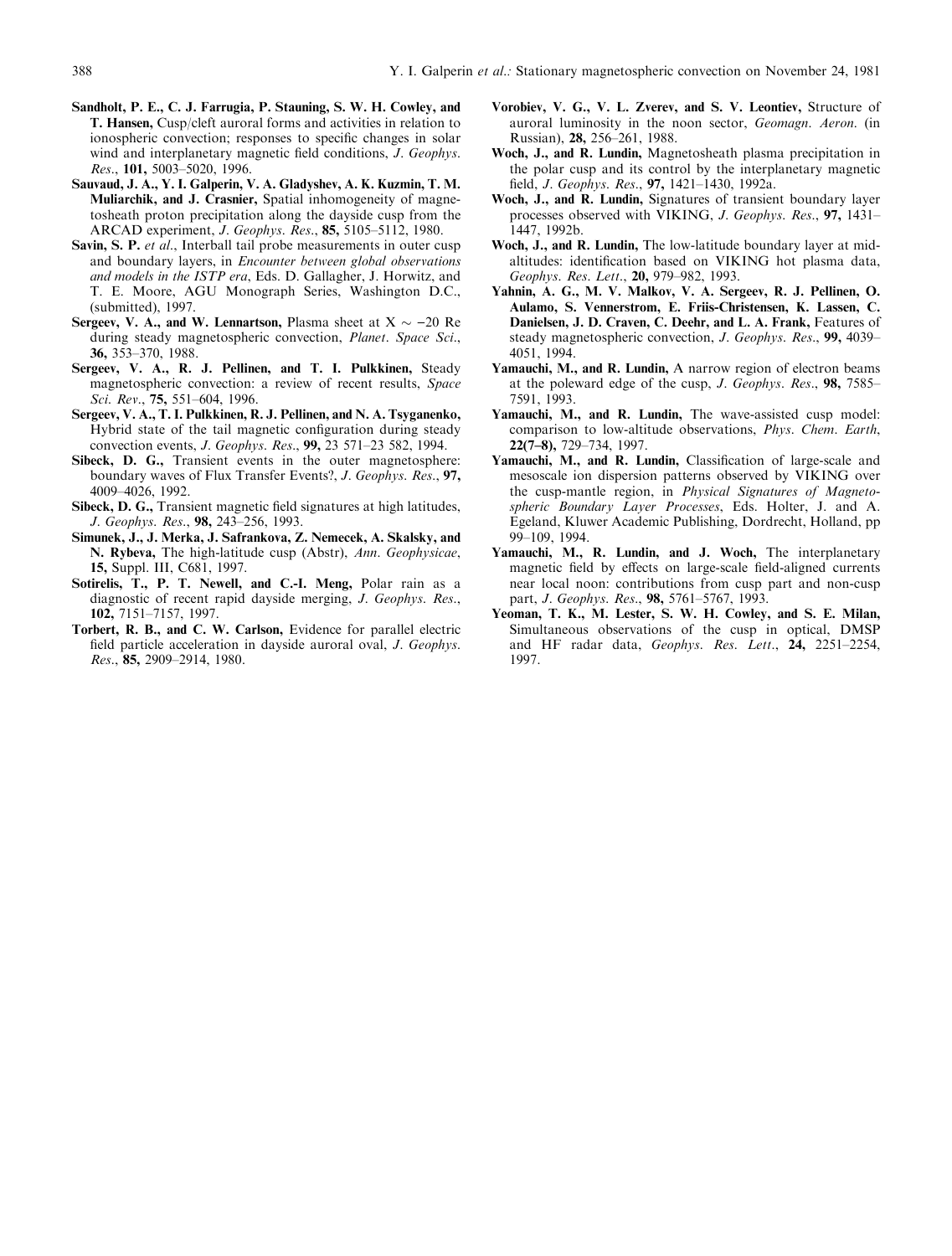**Sandholt, P. E., C. J. Farrugia, P. Stauning, S. W. H. Cowley, and T. Hansen,** Cusp/cleft auroral forms and activities in relation to ionospheric convection; responses to specific changes in solar wind and interplanetary magnetic field conditions, *J. Geophys. Res.*, **101,** 5003–5020, 1996.

**Sauvaud, J. A., Y. I. Galperin, V. A. Gladyshev, A. K. Kuzmin, T. M. Muliarchik, and J. Crasnier,** Spatial inhomogeneity of magnetosheath proton precipitation along the dayside cusp from the ARCAD experiment, *J. Geophys. Res.*, **85,** 5105–5112, 1980.

**Savin, S. P.** *et al.*, Interball tail probe measurements in outer cusp and boundary layers, in *Encounter between global observations and models in the ISTP era*, Eds. D. Gallagher, J. Horwitz, and T. E. Moore, AGU Monograph Series, Washington D.C., (submitted), 1997.

**Sergeev, V. A., and W. Lennartson,** Plasma sheet at X ~ −20 Re during steady magnetospheric convection, *Planet. Space Sci.*, **36,** 353–370, 1988.

**Sergeev, V. A., R. J. Pellinen, and T. I. Pulkkinen,** Steady magnetospheric convection: a review of recent results, *Space Sci. Rev.*, **75,** 551–604, 1996.

**Sergeev, V. A., T. I. Pulkkinen, R. J. Pellinen, and N. A. Tsyganenko,** Hybrid state of the tail magnetic configuration during steady convection events, *J. Geophys. Res.*, **99,** 23 571–23 582, 1994.

**Sibeck, D. G.,** Transient events in the outer magnetosphere: boundary waves of Flux Transfer Events?, *J. Geophys. Res.*, **97,** 4009–4026, 1992.

**Sibeck, D. G.,** Transient magnetic field signatures at high latitudes, *J. Geophys. Res.*, **98,** 243–256, 1993.

**Simunek, J., J. Merka, J. Safrankova, Z. Nemecek, A. Skalsky, and N. Rybeva,** The high-latitude cusp (Abstr), *Ann. Geophysicae*, **15,** Suppl. III, C681, 1997.

**Sotirelis, T., P. T. Newell, and C.-I. Meng,** Polar rain as a diagnostic of recent rapid dayside merging, *J. Geophys. Res.*, **102,** 7151–7157, 1997.

**Torbert, R. B., and C. W. Carlson,** Evidence for parallel electric field particle acceleration in dayside auroral oval, *J. Geophys. Res.*, **85,** 2909–2914, 1980.

**Vorobiev, V. G., V. L. Zverev, and S. V. Leontiev,** Structure of auroral luminosity in the noon sector, *Geomagn. Aeron.* (in Russian), **28,** 256–261, 1988.

**Woch, J., and R. Lundin,** Magnetosheath plasma precipitation in the polar cusp and its control by the interplanetary magnetic field, *J. Geophys. Res.*, **97,** 1421–1430, 1992a.

**Woch, J., and R. Lundin,** Signatures of transient boundary layer processes observed with VIKING, *J. Geophys. Res.*, **97,** 1431–1447, 1992b.

**Woch, J., and R. Lundin,** The low-latitude boundary layer at mid-altitudes: identification based on VIKING hot plasma data, *Geophys. Res. Lett.*, **20,** 979–982, 1993.

**Yahnin, A. G., M. V. Malkov, V. A. Sergeev, R. J. Pellinen, O. Aulamo, S. Vennerstrom, E. Friis-Christensen, K. Lassen, C. Danielsen, J. D. Craven, C. Deehr, and L. A. Frank,** Features of steady magnetospheric convection, *J. Geophys. Res.*, **99,** 4039–4051, 1994.

**Yamauchi, M., and R. Lundin,** A narrow region of electron beams at the poleward edge of the cusp, *J. Geophys. Res.*, **98,** 7585–7591, 1993.

**Yamauchi, M., and R. Lundin,** The wave-assisted cusp model: comparison to low-altitude observations, *Phys. Chem. Earth*, **22(7–8),** 729–734, 1997.

**Yamauchi, M., and R. Lundin,** Classification of large-scale and mesoscale ion dispersion patterns observed by VIKING over the cusp-mantle region, in *Physical Signatures of Magnetospheric Boundary Layer Processes*, Eds. Holter, J. and A. Egeland, Kluwer Academic Publishing, Dordrecht, Holland, pp 99–109, 1994.

**Yamauchi, M., R. Lundin, and J. Woch,** The interplanetary magnetic field by effects on large-scale field-aligned currents near local noon: contributions from cusp part and non-cusp part, *J. Geophys. Res.*, **98,** 5761–5767, 1993.

**Yeoman, T. K., M. Lester, S. W. H. Cowley, and S. E. Milan,** Simultaneous observations of the cusp in optical, DMSP and HF radar data, *Geophys. Res. Lett.*, **24,** 2251–2254, 1997.